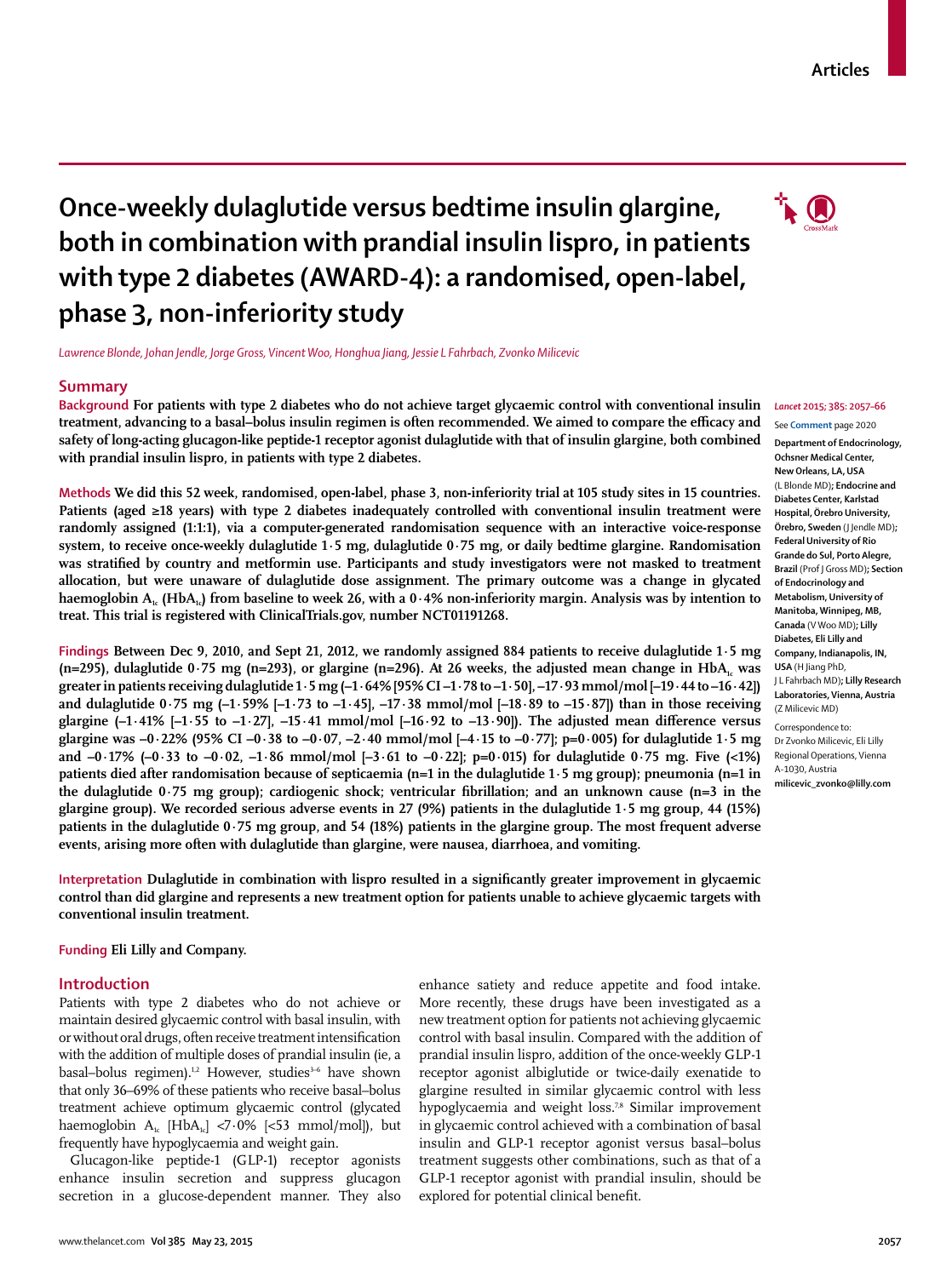Articles

# Once-weekly dulaglutide versus bedtime insulin glargine, both in combination with prandial insulin lispro, in patients with type 2 diabetes (AWARD-4): a randomised, open-label, phase 3, non-inferiority study

*Lawrence Blonde, Johan Jendle, Jorge Gross, Vincent Woo, Honghua Jiang, Jessie L Fahrbach, Zvonko Milicevic*

## Summary

**Background** For patients with type 2 diabetes who do not achieve target glycaemic control with conventional insulin treatment, advancing to a basal–bolus insulin regimen is often recommended. We aimed to compare the efficacy and safety of long-acting glucagon-like peptide-1 receptor agonist dulaglutide with that of insulin glargine, both combined with prandial insulin lispro, in patients with type 2 diabetes.

**Methods** We did this 52 week, randomised, open-label, phase 3, non-inferiority trial at 105 study sites in 15 countries. Patients (aged ≥18 years) with type 2 diabetes inadequately controlled with conventional insulin treatment were randomly assigned (1:1:1), via a computer-generated randomisation sequence with an interactive voice-response system, to receive once-weekly dulaglutide 1·5 mg, dulaglutide 0·75 mg, or daily bedtime glargine. Randomisation was stratified by country and metformin use. Participants and study investigators were not masked to treatment allocation, but were unaware of dulaglutide dose assignment. The primary outcome was a change in glycated haemoglobin $A_{1c}$ ($HbA_{1c}$) from baseline to week 26, with a 0·4% non-inferiority margin. Analysis was by intention to treat. This trial is registered with ClinicalTrials.gov, number NCT01191268.

**Findings** Between Dec 9, 2010, and Sept 21, 2012, we randomly assigned 884 patients to receive dulaglutide 1·5 mg (n=295), dulaglutide 0·75 mg (n=293), or glargine (n=296). At 26 weeks, the adjusted mean change in $HbA_{1c}$ was greater in patients receiving dulaglutide 1·5 mg (–1·64% [95% CI –1·78 to –1·50], –17·93 mmol/mol [–19·44 to –16·42]) and dulaglutide 0·75 mg (–1·59% [–1·73 to –1·45], –17·38 mmol/mol [–18·89 to –15·87]) than in those receiving glargine (–1·41% [–1·55 to –1·27], –15·41 mmol/mol [–16·92 to –13·90]). The adjusted mean difference versus glargine was –0·22% (95% CI –0·38 to –0·07, –2·40 mmol/mol [–4·15 to –0·77]; p=0·005) for dulaglutide 1·5 mg and –0·17% (–0·33 to –0·02, –1·86 mmol/mol [–3·61 to –0·22]; p=0·015) for dulaglutide 0·75 mg. Five (<1%) patients died after randomisation because of septicaemia (n=1 in the dulaglutide 1·5 mg group); pneumonia (n=1 in the dulaglutide 0·75 mg group); cardiogenic shock; ventricular fibrillation; and an unknown cause (n=3 in the glargine group). We recorded serious adverse events in 27 (9%) patients in the dulaglutide 1·5 mg group, 44 (15%) patients in the dulaglutide 0·75 mg group, and 54 (18%) patients in the glargine group. The most frequent adverse events, arising more often with dulaglutide than glargine, were nausea, diarrhoea, and vomiting.

**Interpretation** Dulaglutide in combination with lispro resulted in a significantly greater improvement in glycaemic control than did glargine and represents a new treatment option for patients unable to achieve glycaemic targets with conventional insulin treatment.

**Funding** Eli Lilly and Company.

*Lancet* 2015; 385: 2057–66

See **Comment** page 2020

**Department of Endocrinology, Ochsner Medical Center, New Orleans, LA, USA** (L Blonde MD); **Endocrine and Diabetes Center, Karlstad Hospital, Örebro University, Örebro, Sweden** (J Jendle MD); **Federal University of Rio Grande do Sul, Porto Alegre, Brazil** (Prof J Gross MD); **Section of Endocrinology and Metabolism, University of Manitoba, Winnipeg, MB, Canada** (V Woo MD); **Lilly Diabetes, Eli Lilly and Company, Indianapolis, IN, USA** (H Jiang PhD, J L Fahrbach MD); **Lilly Research Laboratories, Vienna, Austria** (Z Milicevic MD)

Correspondence to: Dr Zvonko Milicevic, Eli Lilly Regional Operations, Vienna A-1030, Austria **milicevic_zvonko@lilly.com**

## Introduction

Patients with type 2 diabetes who do not achieve or maintain desired glycaemic control with basal insulin, with or without oral drugs, often receive treatment intensification with the addition of multiple doses of prandial insulin (ie, a basal–bolus regimen).[1,2] However, studies[3–6] have shown that only 36–69% of these patients who receive basal–bolus treatment achieve optimum glycaemic control (glycated haemoglobin $A_{1c}$ [$HbA_{1c}$] <7·0% [<53 mmol/mol]), but frequently have hypoglycaemia and weight gain.

Glucagon-like peptide-1 (GLP-1) receptor agonists enhance insulin secretion and suppress glucagon secretion in a glucose-dependent manner. They also enhance satiety and reduce appetite and food intake. More recently, these drugs have been investigated as a new treatment option for patients not achieving glycaemic control with basal insulin. Compared with the addition of prandial insulin lispro, addition of the once-weekly GLP-1 receptor agonist albiglutide or twice-daily exenatide to glargine resulted in similar glycaemic control with less hypoglycaemia and weight loss.[7,8] Similar improvement in glycaemic control achieved with a combination of basal insulin and GLP-1 receptor agonist versus basal–bolus treatment suggests other combinations, such as that of a GLP-1 receptor agonist with prandial insulin, should be explored for potential clinical benefit.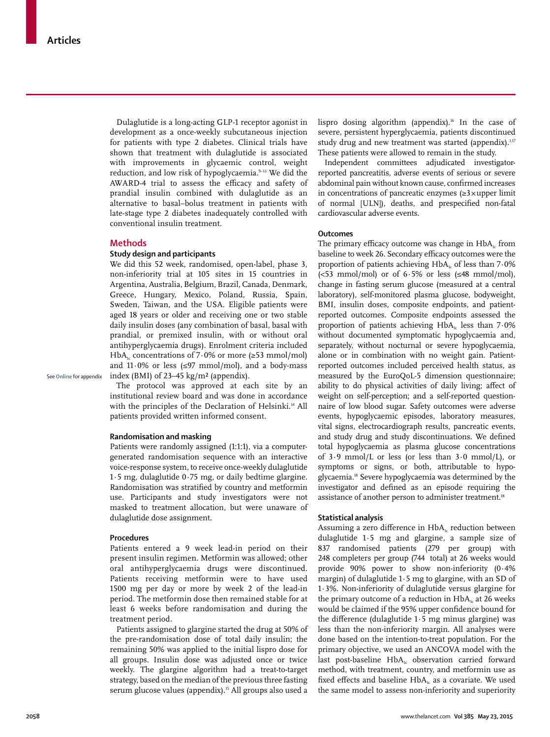Dulaglutide is a long-acting GLP-1 receptor agonist in development as a once-weekly subcutaneous injection for patients with type 2 diabetes. Clinical trials have shown that treatment with dulaglutide is associated with improvements in glycaemic control, weight reduction, and low risk of hypoglycaemia.[9–13] We did the AWARD-4 trial to assess the efficacy and safety of prandial insulin combined with dulaglutide as an alternative to basal–bolus treatment in patients with late-stage type 2 diabetes inadequately controlled with conventional insulin treatment.

## Methods

### Study design and participants

We did this 52 week, randomised, open-label, phase 3, non-inferiority trial at 105 sites in 15 countries in Argentina, Australia, Belgium, Brazil, Canada, Denmark, Greece, Hungary, Mexico, Poland, Russia, Spain, Sweden, Taiwan, and the USA. Eligible patients were aged 18 years or older and receiving one or two stable daily insulin doses (any combination of basal, basal with prandial, or premixed insulin, with or without oral antihyperglycaemia drugs). Enrolment criteria included $HbA_{1c}$ concentrations of 7·0% or more (≥53 mmol/mol) and 11·0% or less (≤97 mmol/mol), and a body-mass index (BMI) of 23–45 kg/m² (appendix).

See **Online** for appendix

The protocol was approved at each site by an institutional review board and was done in accordance with the principles of the Declaration of Helsinki.[14] All patients provided written informed consent.

### Randomisation and masking

Patients were randomly assigned (1:1:1), via a computer-generated randomisation sequence with an interactive voice-response system, to receive once-weekly dulaglutide 1·5 mg, dulaglutide 0·75 mg, or daily bedtime glargine. Randomisation was stratified by country and metformin use. Participants and study investigators were not masked to treatment allocation, but were unaware of dulaglutide dose assignment.

### Procedures

Patients entered a 9 week lead-in period on their present insulin regimen. Metformin was allowed; other oral antihyperglycaemia drugs were discontinued. Patients receiving metformin were to have used 1500 mg per day or more by week 2 of the lead-in period. The metformin dose then remained stable for at least 6 weeks before randomisation and during the treatment period.

Patients assigned to glargine started the drug at 50% of the pre-randomisation dose of total daily insulin; the remaining 50% was applied to the initial lispro dose for all groups. Insulin dose was adjusted once or twice weekly. The glargine algorithm had a treat-to-target strategy, based on the median of the previous three fasting serum glucose values (appendix).[15] All groups also used a lispro dosing algorithm (appendix).[16] In the case of severe, persistent hyperglycaemia, patients discontinued study drug and new treatment was started (appendix).[1,17] These patients were allowed to remain in the study.

Independent committees adjudicated investigator-reported pancreatitis, adverse events of serious or severe abdominal pain without known cause, confirmed increases in concentrations of pancreatic enzymes (≥3×upper limit of normal [ULN]), deaths, and prespecified non-fatal cardiovascular adverse events.

### Outcomes

The primary efficacy outcome was change in $HbA_{1c}$ from baseline to week 26. Secondary efficacy outcomes were the proportion of patients achieving $HbA_{1c}$ of less than 7·0% (<53 mmol/mol) or of 6·5% or less (≤48 mmol/mol), change in fasting serum glucose (measured at a central laboratory), self-monitored plasma glucose, bodyweight, BMI, insulin doses, composite endpoints, and patient-reported outcomes. Composite endpoints assessed the proportion of patients achieving $HbA_{1c}$ less than 7·0% without documented symptomatic hypoglycaemia and, separately, without nocturnal or severe hypoglycaemia, alone or in combination with no weight gain. Patient-reported outcomes included perceived health status, as measured by the EuroQoL-5 dimension questionnaire; ability to do physical activities of daily living; affect of weight on self-perception; and a self-reported questionnaire of low blood sugar. Safety outcomes were adverse events, hypoglycaemic episodes, laboratory measures, vital signs, electrocardiograph results, pancreatic events, and study drug and study discontinuations. We defined total hypoglycaemia as plasma glucose concentrations of 3·9 mmol/L or less (or less than 3·0 mmol/L), or symptoms or signs, or both, attributable to hypoglycaemia.[18] Severe hypoglycaemia was determined by the investigator and defined as an episode requiring the assistance of another person to administer treatment.[18]

### Statistical analysis

Assuming a zero difference in $HbA_{1c}$ reduction between dulaglutide 1·5 mg and glargine, a sample size of 837 randomised patients (279 per group) with 248 completers per group (744 total) at 26 weeks would provide 90% power to show non-inferiority (0·4% margin) of dulaglutide 1·5 mg to glargine, with an SD of 1·3%. Non-inferiority of dulaglutide versus glargine for the primary outcome of a reduction in $HbA_{1c}$ at 26 weeks would be claimed if the 95% upper confidence bound for the difference (dulaglutide 1·5 mg minus glargine) was less than the non-inferiority margin. All analyses were done based on the intention-to-treat population. For the primary objective, we used an ANCOVA model with the last post-baseline $HbA_{1c}$ observation carried forward method, with treatment, country, and metformin use as fixed effects and baseline $HbA_{1c}$ as a covariate. We used the same model to assess non-inferiority and superiority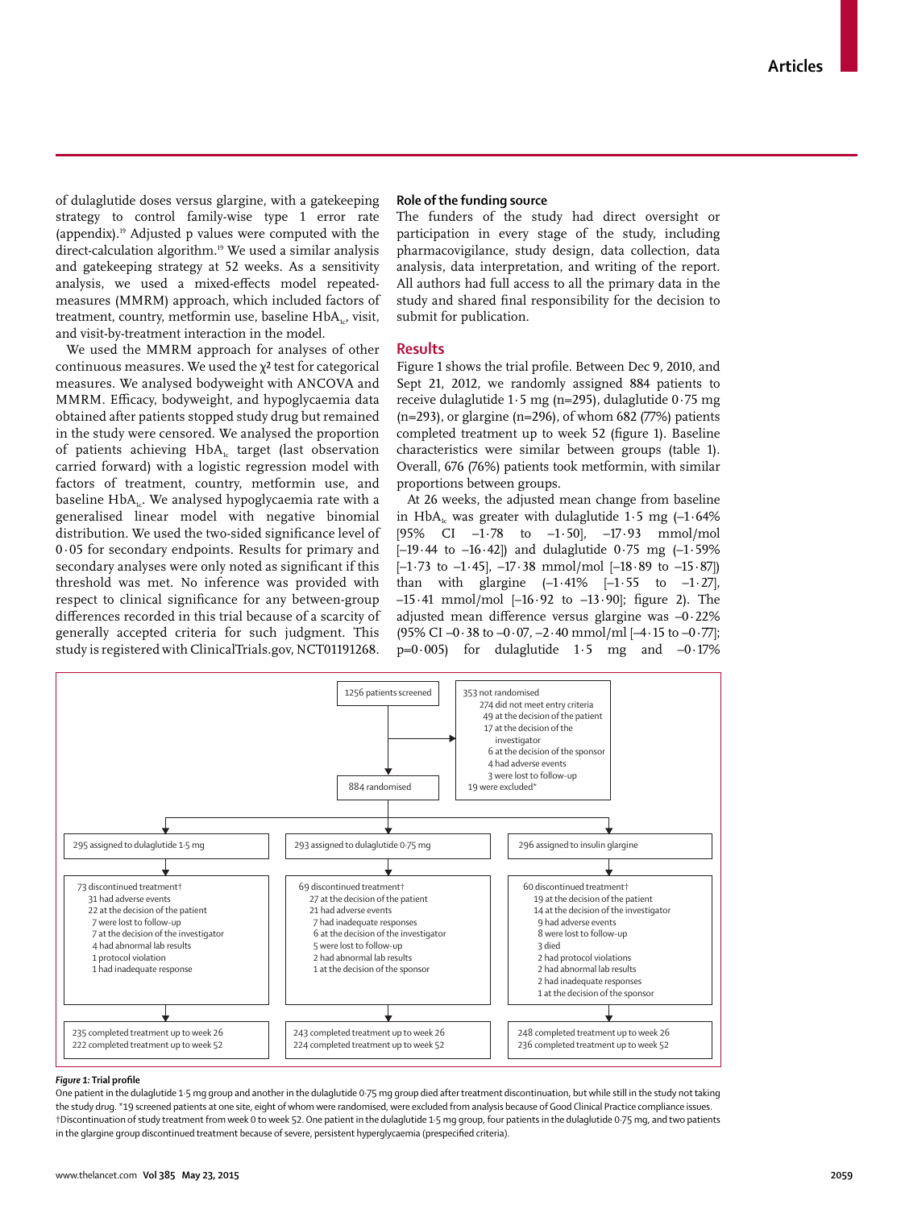of dulaglutide doses versus glargine, with a gatekeeping strategy to control family-wise type 1 error rate (appendix).[19] Adjusted p values were computed with the direct-calculation algorithm.[19] We used a similar analysis and gatekeeping strategy at 52 weeks. As a sensitivity analysis, we used a mixed-effects model repeated-measures (MMRM) approach, which included factors of treatment, country, metformin use, baseline $HbA_{1c}$, visit, and visit-by-treatment interaction in the model.

We used the MMRM approach for analyses of other continuous measures. We used the $\chi^2$ test for categorical measures. We analysed bodyweight with ANCOVA and MMRM. Efficacy, bodyweight, and hypoglycaemia data obtained after patients stopped study drug but remained in the study were censored. We analysed the proportion of patients achieving $HbA_{1c}$ target (last observation carried forward) with a logistic regression model with factors of treatment, country, metformin use, and baseline $HbA_{1c}$. We analysed hypoglycaemia rate with a generalised linear model with negative binomial distribution. We used the two-sided significance level of 0·05 for secondary endpoints. Results for primary and secondary analyses were only noted as significant if this threshold was met. No inference was provided with respect to clinical significance for any between-group differences recorded in this trial because of a scarcity of generally accepted criteria for such judgment. This study is registered with ClinicalTrials.gov, NCT01191268.

### Role of the funding source

The funders of the study had direct oversight or participation in every stage of the study, including pharmacovigilance, study design, data collection, data analysis, data interpretation, and writing of the report. All authors had full access to all the primary data in the study and shared final responsibility for the decision to submit for publication.

## Results

Figure 1 shows the trial profile. Between Dec 9, 2010, and Sept 21, 2012, we randomly assigned 884 patients to receive dulaglutide 1·5 mg (n=295), dulaglutide 0·75 mg (n=293), or glargine (n=296), of whom 682 (77%) patients completed treatment up to week 52 (figure 1). Baseline characteristics were similar between groups (table 1). Overall, 676 (76%) patients took metformin, with similar proportions between groups.

At 26 weeks, the adjusted mean change from baseline in $HbA_{1c}$ was greater with dulaglutide 1·5 mg (–1·64% [95% CI –1·78 to –1·50], –17·93 mmol/mol [–19·44 to –16·42]) and dulaglutide 0·75 mg (–1·59% [–1·73 to –1·45], –17·38 mmol/mol [–18·89 to –15·87]) than with glargine (–1·41% [–1·55 to –1·27], –15·41 mmol/mol [–16·92 to –13·90]; figure 2). The adjusted mean difference versus glargine was –0·22% (95% CI –0·38 to –0·07, –2·40 mmol/ml [–4·15 to –0·77]; p=0·005) for dulaglutide 1·5 mg and –0·17%

1256 patients screened

353 not randomised
- 274 did not meet entry criteria
- 49 at the decision of the patient
- 17 at the decision of the investigator
- 6 at the decision of the sponsor
- 4 had adverse events
- 3 were lost to follow-up
- 19 were excluded*

884 randomised

| Dulaglutide 1·5 mg | Dulaglutide 0·75 mg | Insulin glargine |
|---|---|---|
| 295 assigned to dulaglutide 1·5 mg | 293 assigned to dulaglutide 0·75 mg | 296 assigned to insulin glargine |
| 73 discontinued treatment† | 69 discontinued treatment† | 60 discontinued treatment† |
| 31 had adverse events | 27 at the decision of the patient | 19 at the decision of the patient |
| 22 at the decision of the patient | 21 had adverse events | 14 at the decision of the investigator |
| 7 were lost to follow-up | 7 had inadequate responses | 9 had adverse events |
| 7 at the decision of the investigator | 6 at the decision of the investigator | 8 were lost to follow-up |
| 4 had abnormal lab results | 5 were lost to follow-up | 3 died |
| 1 protocol violation | 2 had abnormal lab results | 2 had protocol violations |
| 1 had inadequate response | 1 at the decision of the sponsor | 2 had abnormal lab results |
| | | 2 had inadequate responses |
| | | 1 at the decision of the sponsor |
| 235 completed treatment up to week 26 | 243 completed treatment up to week 26 | 248 completed treatment up to week 26 |
| 222 completed treatment up to week 52 | 224 completed treatment up to week 52 | 236 completed treatment up to week 52 |

***Figure 1:*** **Trial profile**

One patient in the dulaglutide 1·5 mg group and another in the dulaglutide 0·75 mg group died after treatment discontinuation, but while still in the study not taking the study drug. *19 screened patients at one site, eight of whom were randomised, were excluded from analysis because of Good Clinical Practice compliance issues. †Discontinuation of study treatment from week 0 to week 52. One patient in the dulaglutide 1·5 mg group, four patients in the dulaglutide 0·75 mg, and two patients in the glargine group discontinued treatment because of severe, persistent hyperglycaemia (prespecified criteria).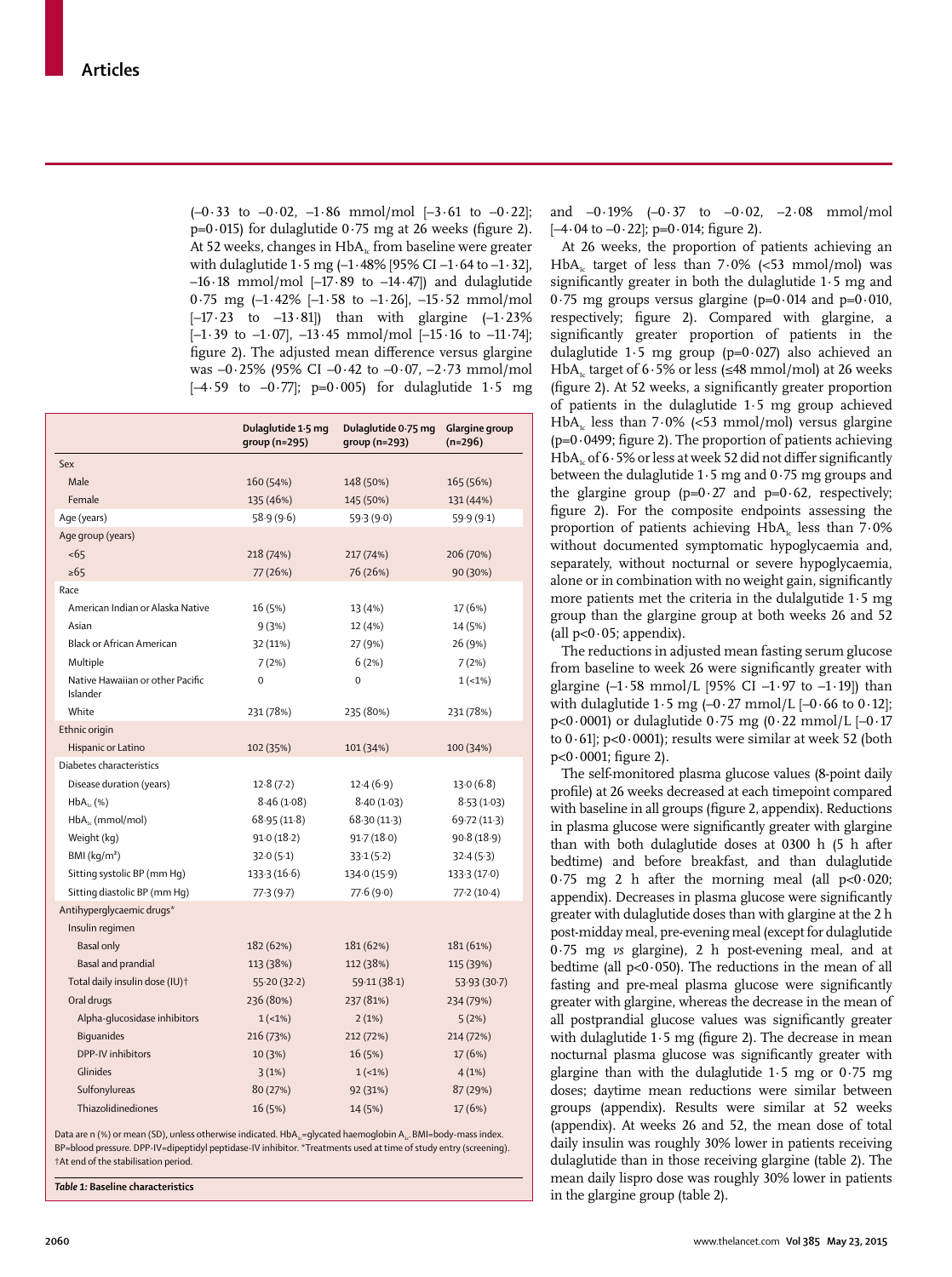(–0·33 to –0·02, –1·86 mmol/mol [–3·61 to –0·22]; p=0·015) for dulaglutide 0·75 mg at 26 weeks (figure 2). At 52 weeks, changes in $HbA_{1c}$ from baseline were greater with dulaglutide 1·5 mg (–1·48% [95% CI –1·64 to –1·32], –16·18 mmol/mol [–17·89 to –14·47]) and dulaglutide 0·75 mg (–1·42% [–1·58 to –1·26], –15·52 mmol/mol [–17·23 to –13·81]) than with glargine (–1·23% [–1·39 to –1·07], –13·45 mmol/mol [–15·16 to –11·74]; figure 2). The adjusted mean difference versus glargine was –0·25% (95% CI –0·42 to –0·07, –2·73 mmol/mol [–4·59 to –0·77]; p=0·005) for dulaglutide 1·5 mg and –0·19% (–0·37 to –0·02, –2·08 mmol/mol [–4·04 to –0·22]; p=0·014; figure 2).

| | Dulaglutide 1·5 mg group (n=295) | Dulaglutide 0·75 mg group (n=293) | Glargine group (n=296) |
|---|---|---|---|
| Sex | | | |
| Male | 160 (54%) | 148 (50%) | 165 (56%) |
| Female | 135 (46%) | 145 (50%) | 131 (44%) |
| Age (years) | 58·9 (9·6) | 59·3 (9·0) | 59·9 (9·1) |
| Age group (years) | | | |
| <65 | 218 (74%) | 217 (74%) | 206 (70%) |
| ≥65 | 77 (26%) | 76 (26%) | 90 (30%) |
| Race | | | |
| American Indian or Alaska Native | 16 (5%) | 13 (4%) | 17 (6%) |
| Asian | 9 (3%) | 12 (4%) | 14 (5%) |
| Black or African American | 32 (11%) | 27 (9%) | 26 (9%) |
| Multiple | 7 (2%) | 6 (2%) | 7 (2%) |
| Native Hawaiian or other Pacific Islander | 0 | 0 | 1 (<1%) |
| White | 231 (78%) | 235 (80%) | 231 (78%) |
| Ethnic origin | | | |
| Hispanic or Latino | 102 (35%) | 101 (34%) | 100 (34%) |
| Diabetes characteristics | | | |
| Disease duration (years) | 12·8 (7·2) | 12·4 (6·9) | 13·0 (6·8) |
| $HbA_{1c}$ (%) | 8·46 (1·08) | 8·40 (1·03) | 8·53 (1·03) |
| $HbA_{1c}$ (mmol/mol) | 68·95 (11·8) | 68·30 (11·3) | 69·72 (11·3) |
| Weight (kg) | 91·0 (18·2) | 91·7 (18·0) | 90·8 (18·9) |
| BMI (kg/m²) | 32·0 (5·1) | 33·1 (5·2) | 32·4 (5·3) |
| Sitting systolic BP (mm Hg) | 133·3 (16·6) | 134·0 (15·9) | 133·3 (17·0) |
| Sitting diastolic BP (mm Hg) | 77·3 (9·7) | 77·6 (9·0) | 77·2 (10·4) |
| Antihyperglycaemic drugs* | | | |
| Insulin regimen | | | |
| Basal only | 182 (62%) | 181 (62%) | 181 (61%) |
| Basal and prandial | 113 (38%) | 112 (38%) | 115 (39%) |
| Total daily insulin dose (IU)† | 55·20 (32·2) | 59·11 (38·1) | 53·93 (30·7) |
| Oral drugs | 236 (80%) | 237 (81%) | 234 (79%) |
| Alpha-glucosidase inhibitors | 1 (<1%) | 2 (1%) | 5 (2%) |
| Biguanides | 216 (73%) | 212 (72%) | 214 (72%) |
| DPP-IV inhibitors | 10 (3%) | 16 (5%) | 17 (6%) |
| Glinides | 3 (1%) | 1 (<1%) | 4 (1%) |
| Sulfonylureas | 80 (27%) | 92 (31%) | 87 (29%) |
| Thiazolidinediones | 16 (5%) | 14 (5%) | 17 (6%) |

Data are n (%) or mean (SD), unless otherwise indicated. $HbA_{1c}$=glycated haemoglobin $A_{1c}$. BMI=body-mass index. BP=blood pressure. DPP-IV=dipeptidyl peptidase-IV inhibitor. *Treatments used at time of study entry (screening). †At end of the stabilisation period.

***Table 1:* Baseline characteristics**

At 26 weeks, the proportion of patients achieving an $HbA_{1c}$ target of less than 7·0% (<53 mmol/mol) was significantly greater in both the dulaglutide 1·5 mg and 0·75 mg groups versus glargine (p=0·014 and p=0·010, respectively; figure 2). Compared with glargine, a significantly greater proportion of patients in the dulaglutide 1·5 mg group (p=0·027) also achieved an $HbA_{1c}$ target of 6·5% or less (≤48 mmol/mol) at 26 weeks (figure 2). At 52 weeks, a significantly greater proportion of patients in the dulaglutide 1·5 mg group achieved $HbA_{1c}$ less than 7·0% (<53 mmol/mol) versus glargine (p=0·0499; figure 2). The proportion of patients achieving $HbA_{1c}$ of 6·5% or less at week 52 did not differ significantly between the dulaglutide 1·5 mg and 0·75 mg groups and the glargine group (p=0·27 and p=0·62, respectively; figure 2). For the composite endpoints assessing the proportion of patients achieving $HbA_{1c}$ less than 7·0% without documented symptomatic hypoglycaemia and, separately, without nocturnal or severe hypoglycaemia, alone or in combination with no weight gain, significantly more patients met the criteria in the dulalgutide 1·5 mg group than the glargine group at both weeks 26 and 52 (all p<0·05; appendix).

The reductions in adjusted mean fasting serum glucose from baseline to week 26 were significantly greater with glargine (–1·58 mmol/L [95% CI –1·97 to –1·19]) than with dulaglutide 1·5 mg (–0·27 mmol/L [–0·66 to 0·12]; p<0·0001) or dulaglutide 0·75 mg (0·22 mmol/L [–0·17 to 0·61]; p<0·0001); results were similar at week 52 (both p<0·0001; figure 2).

The self-monitored plasma glucose values (8-point daily profile) at 26 weeks decreased at each timepoint compared with baseline in all groups (figure 2, appendix). Reductions in plasma glucose were significantly greater with glargine than with both dulaglutide doses at 0300 h (5 h after bedtime) and before breakfast, and than dulaglutide 0·75 mg 2 h after the morning meal (all p<0·020; appendix). Decreases in plasma glucose were significantly greater with dulaglutide doses than with glargine at the 2 h post-midday meal, pre-evening meal (except for dulaglutide 0·75 mg *vs* glargine), 2 h post-evening meal, and at bedtime (all p<0·050). The reductions in the mean of all fasting and pre-meal plasma glucose were significantly greater with glargine, whereas the decrease in the mean of all postprandial glucose values was significantly greater with dulaglutide 1·5 mg (figure 2). The decrease in mean nocturnal plasma glucose was significantly greater with glargine than with the dulaglutide 1·5 mg or 0·75 mg doses; daytime mean reductions were similar between groups (appendix). Results were similar at 52 weeks (appendix). At weeks 26 and 52, the mean dose of total daily insulin was roughly 30% lower in patients receiving dulaglutide than in those receiving glargine (table 2). The mean daily lispro dose was roughly 30% lower in patients in the glargine group (table 2).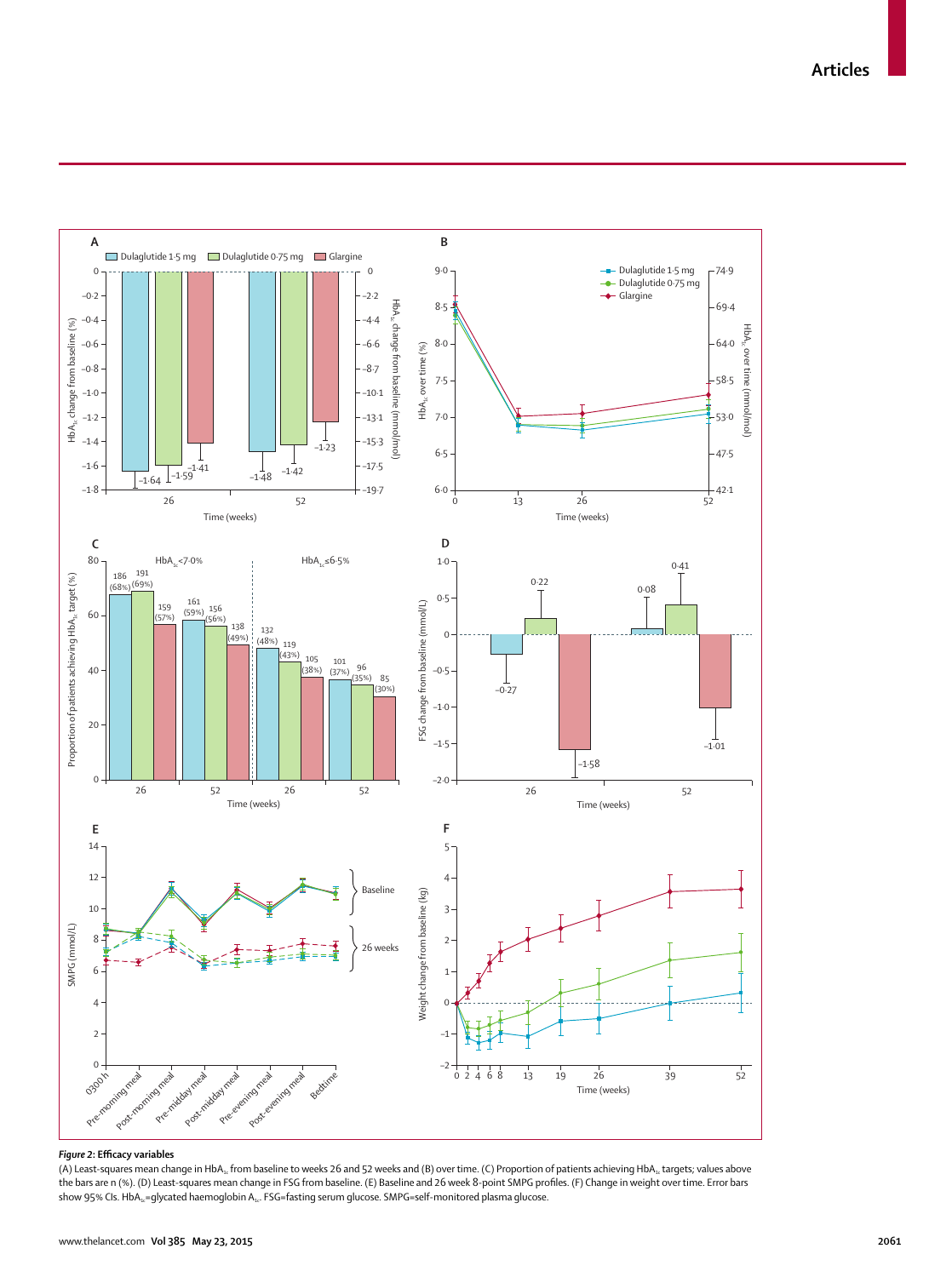**Figure 2: Efficacy variables**

(A) Least-squares mean change in $HbA_{1c}$ from baseline to weeks 26 and 52 weeks and (B) over time. (C) Proportion of patients achieving $HbA_{1c}$ targets; values above the bars are n (%). (D) Least-squares mean change in FSG from baseline. (E) Baseline and 26 week 8-point SMPG profiles. (F) Change in weight over time. Error bars show 95% CIs. $HbA_{1c}$=glycated haemoglobin $A_{1c}$. FSG=fasting serum glucose. SMPG=self-monitored plasma glucose.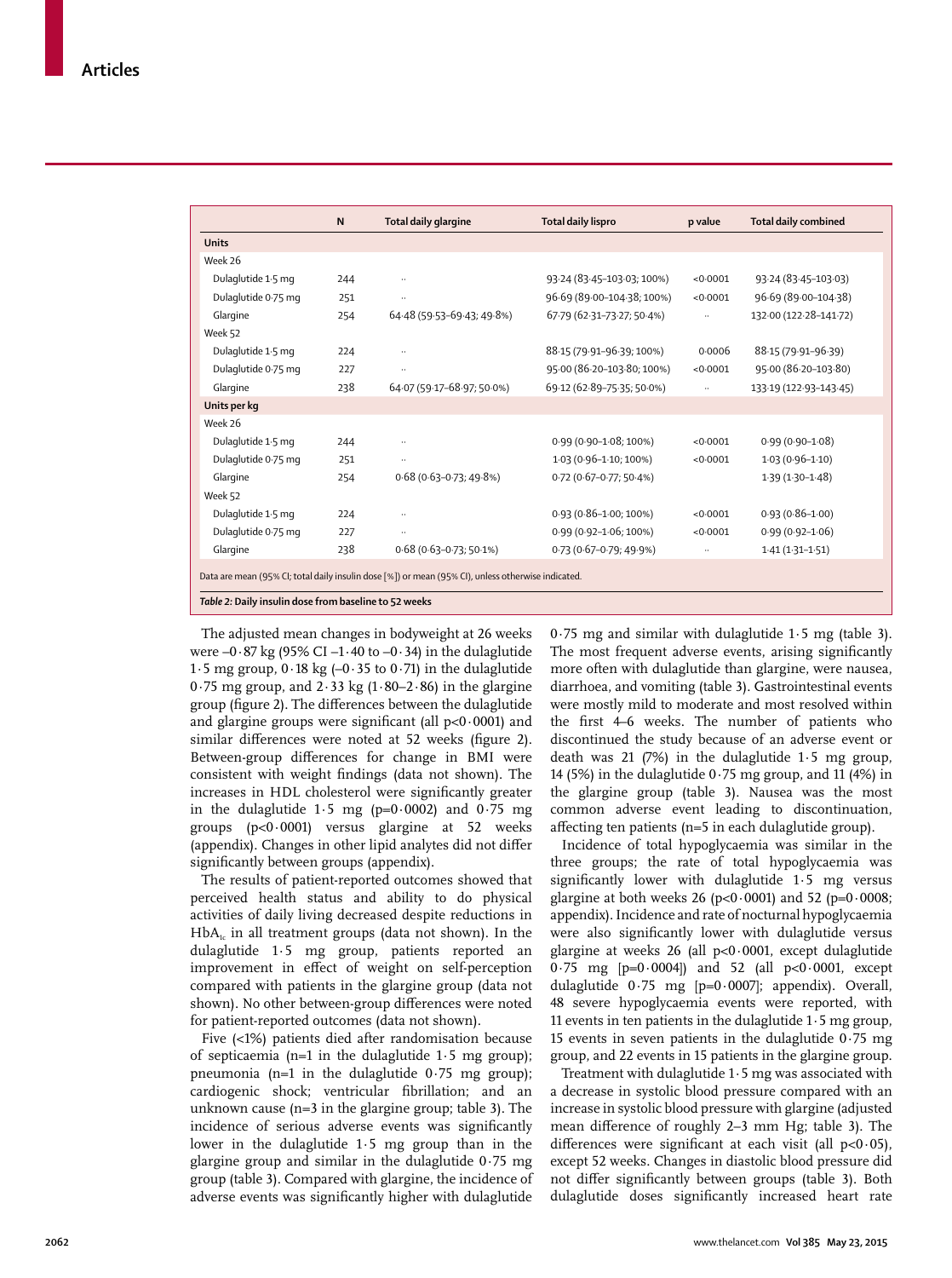| | N | Total daily glargine | Total daily lispro | p value | Total daily combined |
|---|---|---|---|---|---|
| **Units** | | | | | |
| Week 26 | | | | | |
| Dulaglutide 1·5 mg | 244 | .. | 93·24 (83·45–103·03; 100%) | <0·0001 | 93·24 (83·45–103·03) |
| Dulaglutide 0·75 mg | 251 | .. | 96·69 (89·00–104·38; 100%) | <0·0001 | 96·69 (89·00–104·38) |
| Glargine | 254 | 64·48 (59·53–69·43; 49·8%) | 67·79 (62·31–73·27; 50·4%) | .. | 132·00 (122·28–141·72) |
| Week 52 | | | | | |
| Dulaglutide 1·5 mg | 224 | .. | 88·15 (79·91–96·39; 100%) | 0·0006 | 88·15 (79·91–96·39) |
| Dulaglutide 0·75 mg | 227 | .. | 95·00 (86·20–103·80; 100%) | <0·0001 | 95·00 (86·20–103·80) |
| Glargine | 238 | 64·07 (59·17–68·97; 50·0%) | 69·12 (62·89–75·35; 50·0%) | .. | 133·19 (122·93–143·45) |
| **Units per kg** | | | | | |
| Week 26 | | | | | |
| Dulaglutide 1·5 mg | 244 | .. | 0·99 (0·90–1·08; 100%) | <0·0001 | 0·99 (0·90–1·08) |
| Dulaglutide 0·75 mg | 251 | .. | 1·03 (0·96–1·10; 100%) | <0·0001 | 1·03 (0·96–1·10) |
| Glargine | 254 | 0·68 (0·63–0·73; 49·8%) | 0·72 (0·67–0·77; 50·4%) | | 1·39 (1·30–1·48) |
| Week 52 | | | | | |
| Dulaglutide 1·5 mg | 224 | .. | 0·93 (0·86–1·00; 100%) | <0·0001 | 0·93 (0·86–1·00) |
| Dulaglutide 0·75 mg | 227 | .. | 0·99 (0·92–1·06; 100%) | <0·0001 | 0·99 (0·92–1·06) |
| Glargine | 238 | 0·68 (0·63–0·73; 50·1%) | 0·73 (0·67–0·79; 49·9%) | .. | 1·41 (1·31–1·51) |

Data are mean (95% CI; total daily insulin dose [%]) or mean (95% CI), unless otherwise indicated.

*Table 2:* **Daily insulin dose from baseline to 52 weeks**

The adjusted mean changes in bodyweight at 26 weeks were –0·87 kg (95% CI –1·40 to –0·34) in the dulaglutide 1·5 mg group, 0·18 kg (–0·35 to 0·71) in the dulaglutide 0·75 mg group, and 2·33 kg (1·80–2·86) in the glargine group (figure 2). The differences between the dulaglutide and glargine groups were significant (all $p<0·0001$) and similar differences were noted at 52 weeks (figure 2). Between-group differences for change in BMI were consistent with weight findings (data not shown). The increases in HDL cholesterol were significantly greater in the dulaglutide 1·5 mg ($p=0·0002$) and 0·75 mg groups ($p<0·0001$) versus glargine at 52 weeks (appendix). Changes in other lipid analytes did not differ significantly between groups (appendix).

The results of patient-reported outcomes showed that perceived health status and ability to do physical activities of daily living decreased despite reductions in $HbA_{1c}$ in all treatment groups (data not shown). In the dulaglutide 1·5 mg group, patients reported an improvement in effect of weight on self-perception compared with patients in the glargine group (data not shown). No other between-group differences were noted for patient-reported outcomes (data not shown).

Five (<1%) patients died after randomisation because of septicaemia (n=1 in the dulaglutide 1·5 mg group); pneumonia (n=1 in the dulaglutide 0·75 mg group); cardiogenic shock; ventricular fibrillation; and an unknown cause (n=3 in the glargine group; table 3). The incidence of serious adverse events was significantly lower in the dulaglutide 1·5 mg group than in the glargine group and similar in the dulaglutide 0·75 mg group (table 3). Compared with glargine, the incidence of adverse events was significantly higher with dulaglutide 0·75 mg and similar with dulaglutide 1·5 mg (table 3). The most frequent adverse events, arising significantly more often with dulaglutide than glargine, were nausea, diarrhoea, and vomiting (table 3). Gastrointestinal events were mostly mild to moderate and most resolved within the first 4–6 weeks. The number of patients who discontinued the study because of an adverse event or death was 21 (7%) in the dulaglutide 1·5 mg group, 14 (5%) in the dulaglutide 0·75 mg group, and 11 (4%) in the glargine group (table 3). Nausea was the most common adverse event leading to discontinuation, affecting ten patients (n=5 in each dulaglutide group).

Incidence of total hypoglycaemia was similar in the three groups; the rate of total hypoglycaemia was significantly lower with dulaglutide 1·5 mg versus glargine at both weeks 26 ($p<0·0001$) and 52 ($p=0·0008$; appendix). Incidence and rate of nocturnal hypoglycaemia were also significantly lower with dulaglutide versus glargine at weeks 26 (all $p<0·0001$, except dulaglutide 0·75 mg [$p=0·0004$]) and 52 (all $p<0·0001$, except dulaglutide 0·75 mg [$p=0·0007$]; appendix). Overall, 48 severe hypoglycaemia events were reported, with 11 events in ten patients in the dulaglutide 1·5 mg group, 15 events in seven patients in the dulaglutide 0·75 mg group, and 22 events in 15 patients in the glargine group.

Treatment with dulaglutide 1·5 mg was associated with a decrease in systolic blood pressure compared with an increase in systolic blood pressure with glargine (adjusted mean difference of roughly 2–3 mm Hg; table 3). The differences were significant at each visit (all $p<0·05$), except 52 weeks. Changes in diastolic blood pressure did not differ significantly between groups (table 3). Both dulaglutide doses significantly increased heart rate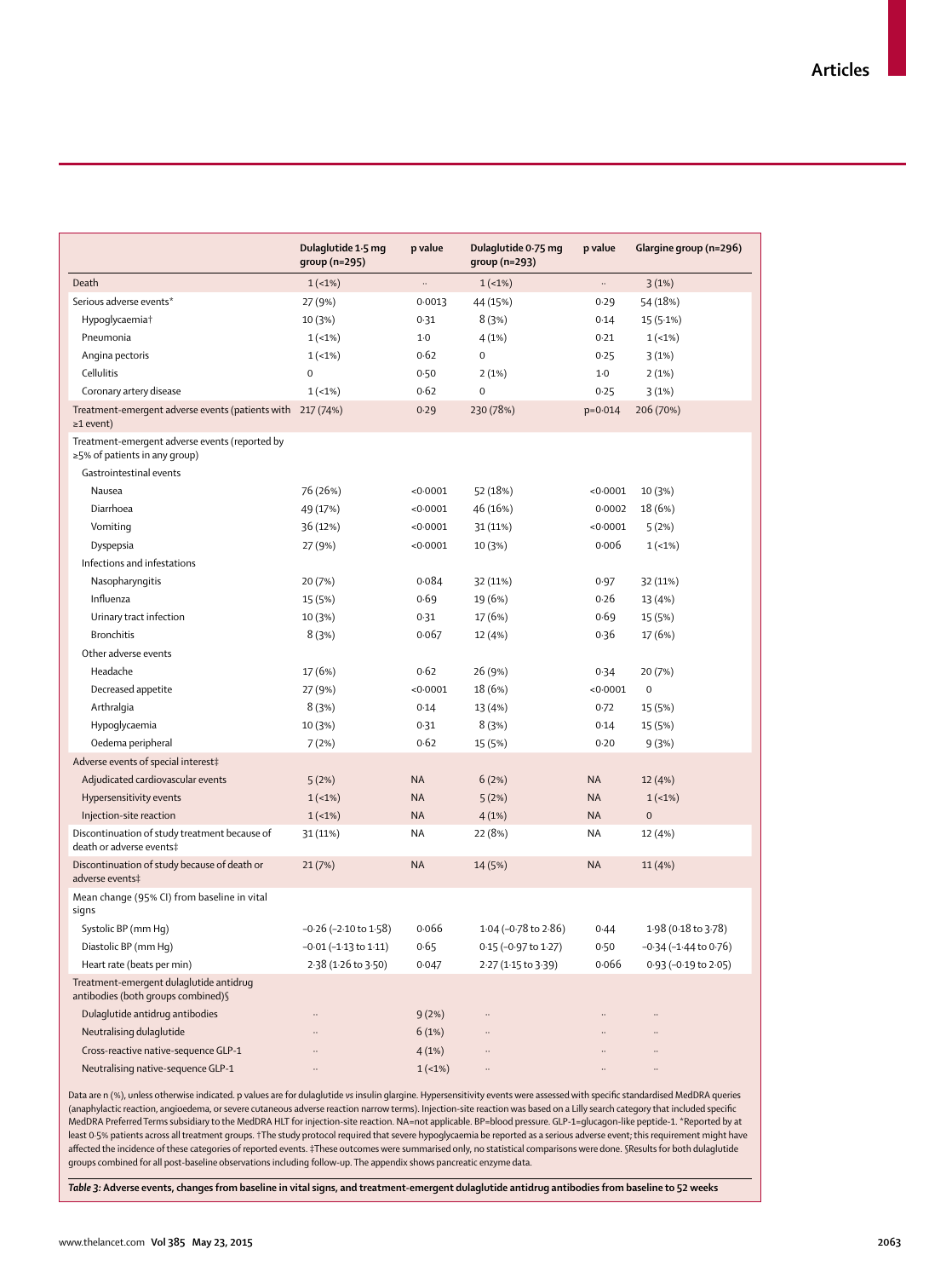| | Dulaglutide 1·5 mg group (n=295) | p value | Dulaglutide 0·75 mg group (n=293) | p value | Glargine group (n=296) |
|---|---|---|---|---|---|
| Death | 1 (<1%) | .. | 1 (<1%) | .. | 3 (1%) |
| Serious adverse events* | 27 (9%) | 0·0013 | 44 (15%) | 0·29 | 54 (18%) |
| Hypoglycaemia† | 10 (3%) | 0·31 | 8 (3%) | 0·14 | 15 (5·1%) |
| Pneumonia | 1 (<1%) | 1·0 | 4 (1%) | 0·21 | 1 (<1%) |
| Angina pectoris | 1 (<1%) | 0·62 | 0 | 0·25 | 3 (1%) |
| Cellulitis | 0 | 0·50 | 2 (1%) | 1·0 | 2 (1%) |
| Coronary artery disease | 1 (<1%) | 0·62 | 0 | 0·25 | 3 (1%) |
| Treatment-emergent adverse events (patients with ≥1 event) | 217 (74%) | 0·29 | 230 (78%) | p=0·014 | 206 (70%) |
| Treatment-emergent adverse events (reported by ≥5% of patients in any group) | | | | | |
| Gastrointestinal events | | | | | |
| Nausea | 76 (26%) | <0·0001 | 52 (18%) | <0·0001 | 10 (3%) |
| Diarrhoea | 49 (17%) | <0·0001 | 46 (16%) | 0·0002 | 18 (6%) |
| Vomiting | 36 (12%) | <0·0001 | 31 (11%) | <0·0001 | 5 (2%) |
| Dyspepsia | 27 (9%) | <0·0001 | 10 (3%) | 0·006 | 1 (<1%) |
| Infections and infestations | | | | | |
| Nasopharyngitis | 20 (7%) | 0·084 | 32 (11%) | 0·97 | 32 (11%) |
| Influenza | 15 (5%) | 0·69 | 19 (6%) | 0·26 | 13 (4%) |
| Urinary tract infection | 10 (3%) | 0·31 | 17 (6%) | 0·69 | 15 (5%) |
| Bronchitis | 8 (3%) | 0·067 | 12 (4%) | 0·36 | 17 (6%) |
| Other adverse events | | | | | |
| Headache | 17 (6%) | 0·62 | 26 (9%) | 0·34 | 20 (7%) |
| Decreased appetite | 27 (9%) | <0·0001 | 18 (6%) | <0·0001 | 0 |
| Arthralgia | 8 (3%) | 0·14 | 13 (4%) | 0·72 | 15 (5%) |
| Hypoglycaemia | 10 (3%) | 0·31 | 8 (3%) | 0·14 | 15 (5%) |
| Oedema peripheral | 7 (2%) | 0·62 | 15 (5%) | 0·20 | 9 (3%) |
| Adverse events of special interest‡ | | | | | |
| Adjudicated cardiovascular events | 5 (2%) | NA | 6 (2%) | NA | 12 (4%) |
| Hypersensitivity events | 1 (<1%) | NA | 5 (2%) | NA | 1 (<1%) |
| Injection-site reaction | 1 (<1%) | NA | 4 (1%) | NA | 0 |
| Discontinuation of study treatment because of death or adverse events‡ | 31 (11%) | NA | 22 (8%) | NA | 12 (4%) |
| Discontinuation of study because of death or adverse events‡ | 21 (7%) | NA | 14 (5%) | NA | 11 (4%) |
| Mean change (95% CI) from baseline in vital signs | | | | | |
| Systolic BP (mm Hg) | −0·26 (−2·10 to 1·58) | 0·066 | 1·04 (−0·78 to 2·86) | 0·44 | 1·98 (0·18 to 3·78) |
| Diastolic BP (mm Hg) | −0·01 (−1·13 to 1·11) | 0·65 | 0·15 (−0·97 to 1·27) | 0·50 | −0·34 (−1·44 to 0·76) |
| Heart rate (beats per min) | 2·38 (1·26 to 3·50) | 0·047 | 2·27 (1·15 to 3·39) | 0·066 | 0·93 (−0·19 to 2·05) |
| Treatment-emergent dulaglutide antidrug antibodies (both groups combined)§ | | | | | |
| Dulaglutide antidrug antibodies | .. | 9 (2%) | .. | .. | .. |
| Neutralising dulaglutide | .. | 6 (1%) | .. | .. | .. |
| Cross-reactive native-sequence GLP-1 | .. | 4 (1%) | .. | .. | .. |
| Neutralising native-sequence GLP-1 | .. | 1 (<1%) | .. | .. | .. |

Data are n (%), unless otherwise indicated. p values are for dulaglutide vs insulin glargine. Hypersensitivity events were assessed with specific standardised MedDRA queries (anaphylactic reaction, angioedema, or severe cutaneous adverse reaction narrow terms). Injection-site reaction was based on a Lilly search category that included specific MedDRA Preferred Terms subsidiary to the MedDRA HLT for injection-site reaction. NA=not applicable. BP=blood pressure. GLP-1=glucagon-like peptide-1. *Reported by at least 0·5% patients across all treatment groups. †The study protocol required that severe hypoglycaemia be reported as a serious adverse event; this requirement might have affected the incidence of these categories of reported events. ‡These outcomes were summarised only, no statistical comparisons were done. §Results for both dulaglutide groups combined for all post-baseline observations including follow-up. The appendix shows pancreatic enzyme data.

***Table 3:* Adverse events, changes from baseline in vital signs, and treatment-emergent dulaglutide antidrug antibodies from baseline to 52 weeks**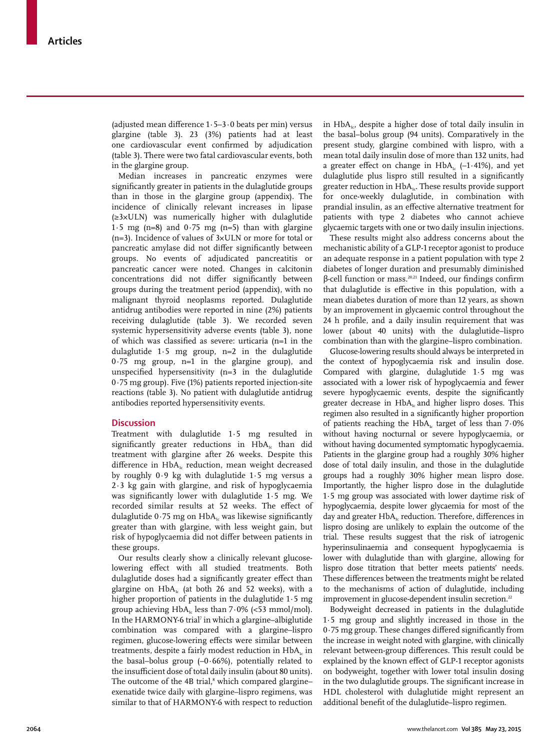(adjusted mean difference 1·5–3·0 beats per min) versus glargine (table 3). 23 (3%) patients had at least one cardiovascular event confirmed by adjudication (table 3). There were two fatal cardiovascular events, both in the glargine group.

Median increases in pancreatic enzymes were significantly greater in patients in the dulaglutide groups than in those in the glargine group (appendix). The incidence of clinically relevant increases in lipase (≥3×ULN) was numerically higher with dulaglutide 1·5 mg (n=8) and 0·75 mg (n=5) than with glargine (n=3). Incidence of values of 3×ULN or more for total or pancreatic amylase did not differ significantly between groups. No events of adjudicated pancreatitis or pancreatic cancer were noted. Changes in calcitonin concentrations did not differ significantly between groups during the treatment period (appendix), with no malignant thyroid neoplasms reported. Dulaglutide antidrug antibodies were reported in nine (2%) patients receiving dulaglutide (table 3). We recorded seven systemic hypersensitivity adverse events (table 3), none of which was classified as severe: urticaria (n=1 in the dulaglutide 1·5 mg group, n=2 in the dulaglutide 0·75 mg group, n=1 in the glargine group), and unspecified hypersensitivity (n=3 in the dulaglutide 0·75 mg group). Five (1%) patients reported injection-site reactions (table 3). No patient with dulaglutide antidrug antibodies reported hypersensitivity events.

## Discussion

Treatment with dulaglutide 1·5 mg resulted in significantly greater reductions in $HbA_{1c}$ than did treatment with glargine after 26 weeks. Despite this difference in $HbA_{1c}$ reduction, mean weight decreased by roughly 0·9 kg with dulaglutide 1·5 mg versus a 2·3 kg gain with glargine, and risk of hypoglycaemia was significantly lower with dulaglutide 1·5 mg. We recorded similar results at 52 weeks. The effect of dulaglutide 0·75 mg on $HbA_{1c}$ was likewise significantly greater than with glargine, with less weight gain, but risk of hypoglycaemia did not differ between patients in these groups.

Our results clearly show a clinically relevant glucose-lowering effect with all studied treatments. Both dulaglutide doses had a significantly greater effect than glargine on $HbA_{1c}$ (at both 26 and 52 weeks), with a higher proportion of patients in the dulaglutide 1·5 mg group achieving $HbA_{1c}$ less than 7·0% (<53 mmol/mol). In the HARMONY-6 trial[7] in which a glargine–albiglutide combination was compared with a glargine–lispro regimen, glucose-lowering effects were similar between treatments, despite a fairly modest reduction in $HbA_{1c}$ in the basal–bolus group (–0·66%), potentially related to the insufficient dose of total daily insulin (about 80 units). The outcome of the 4B trial,[8] which compared glargine–exenatide twice daily with glargine–lispro regimens, was similar to that of HARMONY-6 with respect to reduction in $HbA_{1c}$, despite a higher dose of total daily insulin in the basal–bolus group (94 units). Comparatively in the present study, glargine combined with lispro, with a mean total daily insulin dose of more than 132 units, had a greater effect on change in $HbA_{1c}$ (–1·41%), and yet dulaglutide plus lispro still resulted in a significantly greater reduction in $HbA_{1c}$. These results provide support for once-weekly dulaglutide, in combination with prandial insulin, as an effective alternative treatment for patients with type 2 diabetes who cannot achieve glycaemic targets with one or two daily insulin injections.

These results might also address concerns about the mechanistic ability of a GLP-1 receptor agonist to produce an adequate response in a patient population with type 2 diabetes of longer duration and presumably diminished β-cell function or mass.[20,21] Indeed, our findings confirm that dulaglutide is effective in this population, with a mean diabetes duration of more than 12 years, as shown by an improvement in glycaemic control throughout the 24 h profile, and a daily insulin requirement that was lower (about 40 units) with the dulaglutide–lispro combination than with the glargine–lispro combination.

Glucose-lowering results should always be interpreted in the context of hypoglycaemia risk and insulin dose. Compared with glargine, dulaglutide 1·5 mg was associated with a lower risk of hypoglycaemia and fewer severe hypoglycaemic events, despite the significantly greater decrease in $HbA_{1c}$ and higher lispro doses. This regimen also resulted in a significantly higher proportion of patients reaching the $HbA_{1c}$ target of less than 7·0% without having nocturnal or severe hypoglycaemia, or without having documented symptomatic hypoglycaemia. Patients in the glargine group had a roughly 30% higher dose of total daily insulin, and those in the dulaglutide groups had a roughly 30% higher mean lispro dose. Importantly, the higher lispro dose in the dulaglutide 1·5 mg group was associated with lower daytime risk of hypoglycaemia, despite lower glycaemia for most of the day and greater $HbA_{1c}$ reduction. Therefore, differences in lispro dosing are unlikely to explain the outcome of the trial. These results suggest that the risk of iatrogenic hyperinsulinaemia and consequent hypoglycaemia is lower with dulaglutide than with glargine, allowing for lispro dose titration that better meets patients' needs. These differences between the treatments might be related to the mechanisms of action of dulaglutide, including improvement in glucose-dependent insulin secretion.[22]

Bodyweight decreased in patients in the dulaglutide 1·5 mg group and slightly increased in those in the 0·75 mg group. These changes differed significantly from the increase in weight noted with glargine, with clinically relevant between-group differences. This result could be explained by the known effect of GLP-1 receptor agonists on bodyweight, together with lower total insulin dosing in the two dulaglutide groups. The significant increase in HDL cholesterol with dulaglutide might represent an additional benefit of the dulaglutide–lispro regimen.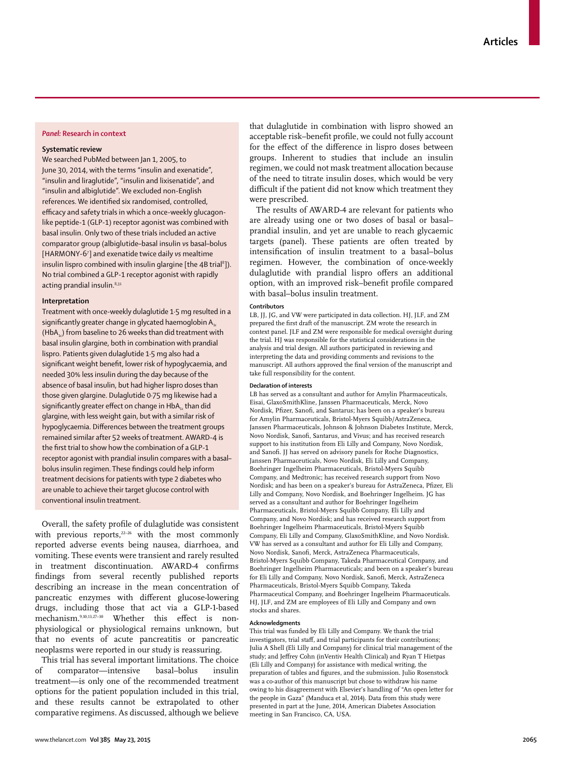### *Panel:* Research in context

#### Systematic review

We searched PubMed between Jan 1, 2005, to June 30, 2014, with the terms "insulin and exenatide", "insulin and liraglutide", "insulin and lixisenatide", and "insulin and albiglutide". We excluded non-English references. We identified six randomised, controlled, efficacy and safety trials in which a once-weekly glucagon-like peptide-1 (GLP-1) receptor agonist was combined with basal insulin. Only two of these trials included an active comparator group (albiglutide–basal insulin *vs* basal–bolus [HARMONY-6[7]] and exenatide twice daily *vs* mealtime insulin lispro combined with insulin glargine [the 4B trial[8]]). No trial combined a GLP-1 receptor agonist with rapidly acting prandial insulin.[8,31]

#### Interpretation

Treatment with once-weekly dulaglutide 1·5 mg resulted in a significantly greater change in glycated haemoglobin $A_{1c}$ ($HbA_{1c}$) from baseline to 26 weeks than did treatment with basal insulin glargine, both in combination with prandial lispro. Patients given dulaglutide 1·5 mg also had a significant weight benefit, lower risk of hypoglycaemia, and needed 30% less insulin during the day because of the absence of basal insulin, but had higher lispro doses than those given glargine. Dulaglutide 0·75 mg likewise had a significantly greater effect on change in $HbA_{1c}$ than did glargine, with less weight gain, but with a similar risk of hypoglycaemia. Differences between the treatment groups remained similar after 52 weeks of treatment. AWARD-4 is the first trial to show how the combination of a GLP-1 receptor agonist with prandial insulin compares with a basal–bolus insulin regimen. These findings could help inform treatment decisions for patients with type 2 diabetes who are unable to achieve their target glucose control with conventional insulin treatment.

Overall, the safety profile of dulaglutide was consistent with previous reports,[22–26] with the most commonly reported adverse events being nausea, diarrhoea, and vomiting. These events were transient and rarely resulted in treatment discontinuation. AWARD-4 confirms findings from several recently published reports describing an increase in the mean concentration of pancreatic enzymes with different glucose-lowering drugs, including those that act via a GLP-1-based mechanism.[9,10,13,27–30] Whether this effect is non-physiological or physiological remains unknown, but that no events of acute pancreatitis or pancreatic neoplasms were reported in our study is reassuring.

This trial has several important limitations. The choice of comparator—intensive basal–bolus insulin treatment—is only one of the recommended treatment options for the patient population included in this trial, and these results cannot be extrapolated to other comparative regimens. As discussed, although we believe that dulaglutide in combination with lispro showed an acceptable risk–benefit profile, we could not fully account for the effect of the difference in lispro doses between groups. Inherent to studies that include an insulin regimen, we could not mask treatment allocation because of the need to titrate insulin doses, which would be very difficult if the patient did not know which treatment they were prescribed.

The results of AWARD-4 are relevant for patients who are already using one or two doses of basal or basal–prandial insulin, and yet are unable to reach glycaemic targets (panel). These patients are often treated by intensification of insulin treatment to a basal–bolus regimen. However, the combination of once-weekly dulaglutide with prandial lispro offers an additional option, with an improved risk–benefit profile compared with basal–bolus insulin treatment.

#### Contributors

LB, JJ, JG, and VW were participated in data collection. HJ, JLF, and ZM prepared the first draft of the manuscript. ZM wrote the research in context panel. JLF and ZM were responsible for medical oversight during the trial. HJ was responsible for the statistical considerations in the analysis and trial design. All authors participated in reviewing and interpreting the data and providing comments and revisions to the manuscript. All authors approved the final version of the manuscript and take full responsibility for the content.

#### Declaration of interests

LB has served as a consultant and author for Amylin Pharmaceuticals, Eisai, GlaxoSmithKline, Janssen Pharmaceuticals, Merck, Novo Nordisk, Pfizer, Sanofi, and Santarus; has been on a speaker's bureau for Amylin Pharmaceuticals, Bristol-Myers Squibb/AstraZeneca, Janssen Pharmaceuticals, Johnson & Johnson Diabetes Institute, Merck, Novo Nordisk, Sanofi, Santarus, and Vivus; and has received research support to his institution from Eli Lilly and Company, Novo Nordisk, and Sanofi. JJ has served on advisory panels for Roche Diagnostics, Janssen Pharmaceuticals, Novo Nordisk, Eli Lilly and Company, Boehringer Ingelheim Pharmaceuticals, Bristol-Myers Squibb Company, and Medtronic; has received research support from Novo Nordisk; and has been on a speaker's bureau for AstraZeneca, Pfizer, Eli Lilly and Company, Novo Nordisk, and Boehringer Ingelheim. JG has served as a consultant and author for Boehringer Ingelheim Pharmaceuticals, Bristol-Myers Squibb Company, Eli Lilly and Company, and Novo Nordisk; and has received research support from Boehringer Ingelheim Pharmaceuticals, Bristol-Myers Squibb Company, Eli Lilly and Company, GlaxoSmithKline, and Novo Nordisk. VW has served as a consultant and author for Eli Lilly and Company, Novo Nordisk, Sanofi, Merck, AstraZeneca Pharmaceuticals, Bristol-Myers Squibb Company, Takeda Pharmaceutical Company, and Boehringer Ingelheim Pharmaceuticals; and been on a speaker's bureau for Eli Lilly and Company, Novo Nordisk, Sanofi, Merck, AstraZeneca Pharmaceuticals, Bristol-Myers Squibb Company, Takeda Pharmaceutical Company, and Boehringer Ingelheim Pharmaceuticals. HJ, JLF, and ZM are employees of Eli Lilly and Company and own stocks and shares.

#### Acknowledgments

This trial was funded by Eli Lilly and Company. We thank the trial investigators, trial staff, and trial participants for their contributions; Julia A Shell (Eli Lilly and Company) for clinical trial management of the study; and Jeffrey Cohn (inVentiv Health Clinical) and Ryan T Hietpas (Eli Lilly and Company) for assistance with medical writing, the preparation of tables and figures, and the submission. Julio Rosenstock was a co-author of this manuscript but chose to withdraw his name owing to his disagreement with Elsevier's handling of "An open letter for the people in Gaza" (Manduca et al, 2014). Data from this study were presented in part at the June, 2014, American Diabetes Association meeting in San Francisco, CA, USA.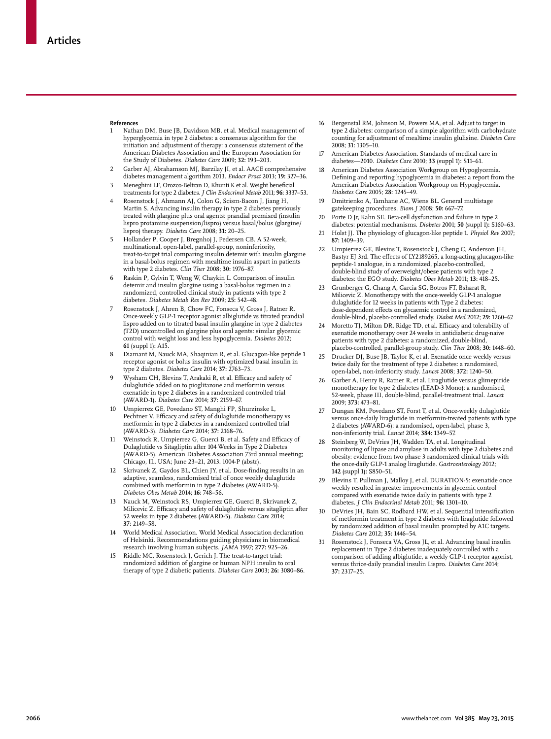## References

1. Nathan DM, Buse JB, Davidson MB, et al. Medical management of hyperglycemia in type 2 diabetes: a consensus algorithm for the initiation and adjustment of therapy: a consensus statement of the American Diabetes Association and the European Association for the Study of Diabetes. *Diabetes Care* 2009; **32:** 193–203.
2. Garber AJ, Abrahamson MJ, Barzilay JI, et al. AACE comprehensive diabetes management algorithm 2013. *Endocr Pract* 2013; **19:** 327–36.
3. Meneghini LF, Orozco-Beltran D, Khunti K et al. Weight beneficial treatments for type 2 diabetes. *J Clin Endocrinol Metab* 2011; **96:** 3337–53.
4. Rosenstock J, Ahmann AJ, Colon G, Scism-Bacon J, Jiang H, Martin S. Advancing insulin therapy in type 2 diabetes previously treated with glargine plus oral agents: prandial premixed (insulin lispro protamine suspension/lispro) versus basal/bolus (glargine/lispro) therapy. *Diabetes Care* 2008; **31:** 20–25.
5. Hollander P, Cooper J, Bregnhoj J, Pedersen CB. A 52-week, multinational, open-label, parallel-group, noninferiority, treat-to-target trial comparing insulin detemir with insulin glargine in a basal-bolus regimen with mealtime insulin aspart in patients with type 2 diabetes. *Clin Ther* 2008; **30:** 1976–87.
6. Raskin P, Gylvin T, Weng W, Chaykin L. Comparison of insulin detemir and insulin glargine using a basal-bolus regimen in a randomized, controlled clinical study in patients with type 2 diabetes. *Diabetes Metab Res Rev* 2009; **25:** 542–48.
7. Rosenstock J, Ahren B, Chow FC, Fonseca V, Gross J, Ratner R. Once-weekly GLP-1 receptor agonist albiglutide vs titrated prandial lispro added on to titrated basal insulin glargine in type 2 diabetes (T2D) uncontrolled on glargine plus oral agents: similar glycemic control with weight loss and less hypoglycemia. *Diabetes* 2012; **61** (suppl 1)**:** A15.
8. Diamant M, Nauck MA, Shaqinian R, et al. Glucagon-like peptide 1 receptor agonist or bolus insulin with optimized basal insulin in type 2 diabetes. *Diabetes Care* 2014; **37:** 2763–73.
9. Wysham CH, Blevins T, Arakaki R, et al. Efficacy and safety of dulaglutide added on to pioglitazone and metformin versus exenatide in type 2 diabetes in a randomized controlled trial (AWARD-1). *Diabetes Care* 2014; **37:** 2159–67.
10. Umpierrez GE, Povedano ST, Manghi FP, Shurzinske L, Pechtner V. Efficacy and safety of dulaglutide monotherapy vs metformin in type 2 diabetes in a randomized controlled trial (AWARD-3). *Diabetes Care* 2014; **37:** 2168–76.
11. Weinstock R, Umpierrez G, Guerci B, et al. Safety and Efficacy of Dulaglutide vs Sitagliptin after 104 Weeks in Type 2 Diabetes (AWARD-5). American Diabetes Association 73rd annual meeting; Chicago, IL, USA; June 23–21, 2013. 1004-P (abstr).
12. Skrivanek Z, Gaydos BL, Chien JY, et al. Dose-finding results in an adaptive, seamless, randomised trial of once weekly dulaglutide combined with metformin in type 2 diabetes (AWARD-5). *Diabetes Obes Metab* 2014; **16:** 748–56.
13. Nauck M, Weinstock RS, Umpierrez GE, Guerci B, Skrivanek Z, Milicevic Z. Efficacy and safety of dulaglutide versus sitagliptin after 52 weeks in type 2 diabetes (AWARD-5). *Diabetes Care* 2014; **37:** 2149–58.
14. World Medical Association. World Medical Association declaration of Helsinki. Recommendations guiding physicians in biomedical research involving human subjects. *JAMA* 1997; **277:** 925–26.
15. Riddle MC, Rosenstock J, Gerich J. The treat-to-target trial: randomized addition of glargine or human NPH insulin to oral therapy of type 2 diabetic patients. *Diabetes Care* 2003; **26:** 3080–86.
16. Bergenstal RM, Johnson M, Powers MA, et al. Adjust to target in type 2 diabetes: comparison of a simple algorithm with carbohydrate counting for adjustment of mealtime insulin glulisine. *Diabetes Care* 2008; **31:** 1305–10.
17. American Diabetes Association. Standards of medical care in diabetes—2010. *Diabetes Care* 2010; **33** (suppl 1)**:** S11–61.
18. American Diabetes Association Workgroup on Hypoglycemia. Defining and reporting hypoglycemia in diabetes: a report from the American Diabetes Association Workgroup on Hypoglycemia. *Diabetes Care* 2005; **28:** 1245–49.
19. Dmitrienko A, Tamhane AC, Wiens BL. General multistage gatekeeping procedures. *Biom J* 2008; **50:** 667–77.
20. Porte D Jr, Kahn SE. Beta-cell dysfunction and failure in type 2 diabetes: potential mechanisms. *Diabetes* 2001; **50** (suppl 1)**:** S160–63.
21. Holst JJ. The physiology of glucagon-like peptide 1. *Physiol Rev* 2007; **87:** 1409–39.
22. Umpierrez GE, Blevins T, Rosenstock J, Cheng C, Anderson JH, Bastyr EJ 3rd. The effects of LY2189265, a long-acting glucagon-like peptide-1 analogue, in a randomized, placebo-controlled, double-blind study of overweight/obese patients with type 2 diabetes: the EGO study. *Diabetes Obes Metab* 2011; **13:** 418–25.
23. Grunberger G, Chang A, Garcia SG, Botros FT, Bsharat R, Milicevic Z. Monotherapy with the once-weekly GLP-1 analogue dulaglutide for 12 weeks in patients with Type 2 diabetes: dose-dependent effects on glycaemic control in a randomized, double-blind, placebo-controlled study. *Diabet Med* 2012; **29:** 1260–67.
24. Moretto TJ, Milton DR, Ridge TD, et al. Efficacy and tolerability of exenatide monotherapy over 24 weeks in antidiabetic drug-naive patients with type 2 diabetes: a randomized, double-blind, placebo-controlled, parallel-group study. *Clin Ther* 2008; **30:** 1448–60.
25. Drucker DJ, Buse JB, Taylor K, et al. Exenatide once weekly versus twice daily for the treatment of type 2 diabetes: a randomised, open-label, non-inferiority study. *Lancet* 2008; **372:** 1240–50.
26. Garber A, Henry R, Ratner R, et al. Liraglutide versus glimepiride monotherapy for type 2 diabetes (LEAD-3 Mono): a randomised, 52-week, phase III, double-blind, parallel-treatment trial. *Lancet* 2009; **373:** 473–81.
27. Dungan KM, Povedano ST, Forst T, et al. Once-weekly dulaglutide versus once-daily liraglutide in metformin-treated patients with type 2 diabetes (AWARD-6): a randomised, open-label, phase 3, non-inferiority trial. *Lancet* 2014; **384:** 1349–57.
28. Steinberg W, DeVries JH, Wadden TA, et al. Longitudinal monitoring of lipase and amylase in adults with type 2 diabetes and obesity: evidence from two phase 3 randomized clinical trials with the once-daily GLP-1 analog liraglutide. *Gastroenterology* 2012; **142** (suppl 1)**:** S850–51.
29. Blevins T, Pullman J, Malloy J, et al. DURATION-5: exenatide once weekly resulted in greater improvements in glycemic control compared with exenatide twice daily in patients with type 2 diabetes. *J Clin Endocrinol Metab* 2011; **96:** 1301–10.
30. DeVries JH, Bain SC, Rodbard HW, et al. Sequential intensification of metformin treatment in type 2 diabetes with liraglutide followed by randomized addition of basal insulin prompted by A1C targets. *Diabetes Care* 2012; **35:** 1446–54.
31. Rosenstock J, Fonseca VA, Gross JL, et al. Advancing basal insulin replacement in Type 2 diabetes inadequately controlled with a comparison of adding albiglutide, a weekly GLP-1 receptor agonist, versus thrice-daily prandial insulin Lispro. *Diabetes Care* 2014; **37:** 2317–25.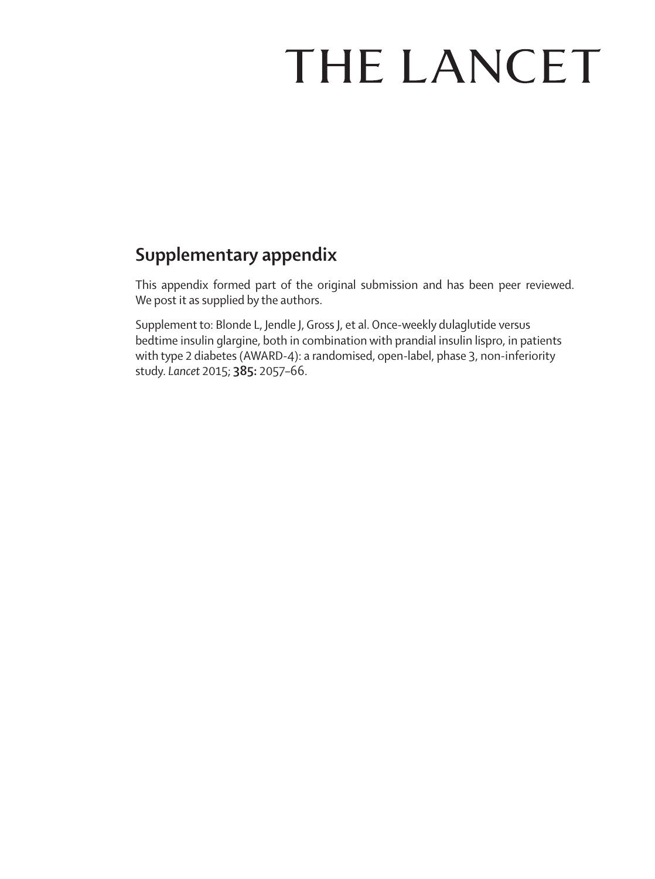# THE LANCET

## Supplementary appendix

This appendix formed part of the original submission and has been peer reviewed. We post it as supplied by the authors.

Supplement to: Blonde L, Jendle J, Gross J, et al. Once-weekly dulaglutide versus bedtime insulin glargine, both in combination with prandial insulin lispro, in patients with type 2 diabetes (AWARD-4): a randomised, open-label, phase 3, non-inferiority study. *Lancet* 2015; **385:** 2057–66.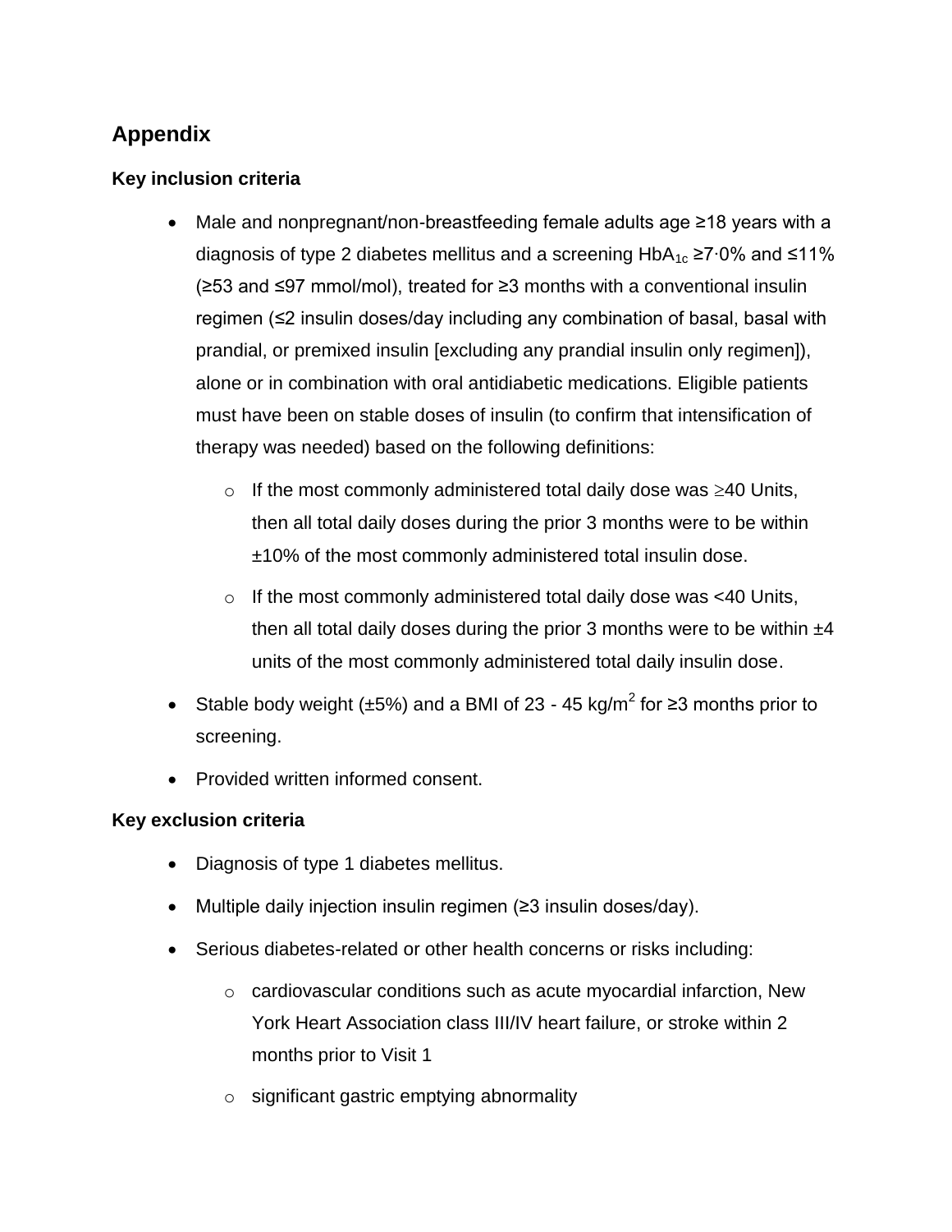## Appendix

### Key inclusion criteria

- Male and nonpregnant/non-breastfeeding female adults age ≥18 years with a diagnosis of type 2 diabetes mellitus and a screening $HbA_{1c}$ ≥7·0% and ≤11% (≥53 and ≤97 mmol/mol), treated for ≥3 months with a conventional insulin regimen (≤2 insulin doses/day including any combination of basal, basal with prandial, or premixed insulin [excluding any prandial insulin only regimen]), alone or in combination with oral antidiabetic medications. Eligible patients must have been on stable doses of insulin (to confirm that intensification of therapy was needed) based on the following definitions:
  - If the most commonly administered total daily dose was ≥40 Units, then all total daily doses during the prior 3 months were to be within ±10% of the most commonly administered total insulin dose.
  - If the most commonly administered total daily dose was <40 Units, then all total daily doses during the prior 3 months were to be within ±4 units of the most commonly administered total daily insulin dose.
- Stable body weight (±5%) and a BMI of 23 - 45 kg/$m^2$ for ≥3 months prior to screening.
- Provided written informed consent.

### Key exclusion criteria

- Diagnosis of type 1 diabetes mellitus.
- Multiple daily injection insulin regimen (≥3 insulin doses/day).
- Serious diabetes-related or other health concerns or risks including:
  - cardiovascular conditions such as acute myocardial infarction, New York Heart Association class III/IV heart failure, or stroke within 2 months prior to Visit 1
  - significant gastric emptying abnormality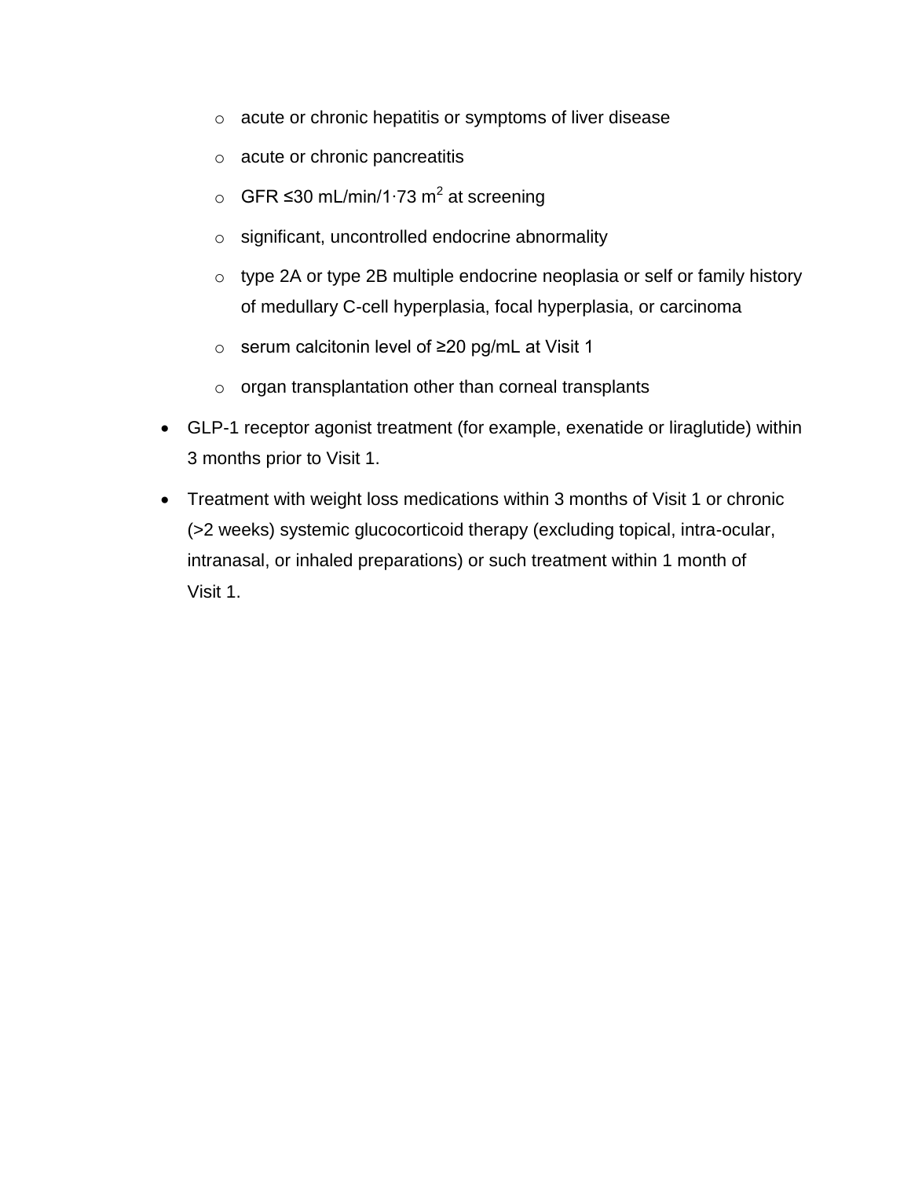- acute or chronic hepatitis or symptoms of liver disease
  - acute or chronic pancreatitis
  - GFR ≤30 mL/min/1·73 $m^2$ at screening
  - significant, uncontrolled endocrine abnormality
  - type 2A or type 2B multiple endocrine neoplasia or self or family history of medullary C-cell hyperplasia, focal hyperplasia, or carcinoma
  - serum calcitonin level of ≥20 pg/mL at Visit 1
  - organ transplantation other than corneal transplants
- GLP-1 receptor agonist treatment (for example, exenatide or liraglutide) within 3 months prior to Visit 1.
- Treatment with weight loss medications within 3 months of Visit 1 or chronic (>2 weeks) systemic glucocorticoid therapy (excluding topical, intra-ocular, intranasal, or inhaled preparations) or such treatment within 1 month of Visit 1.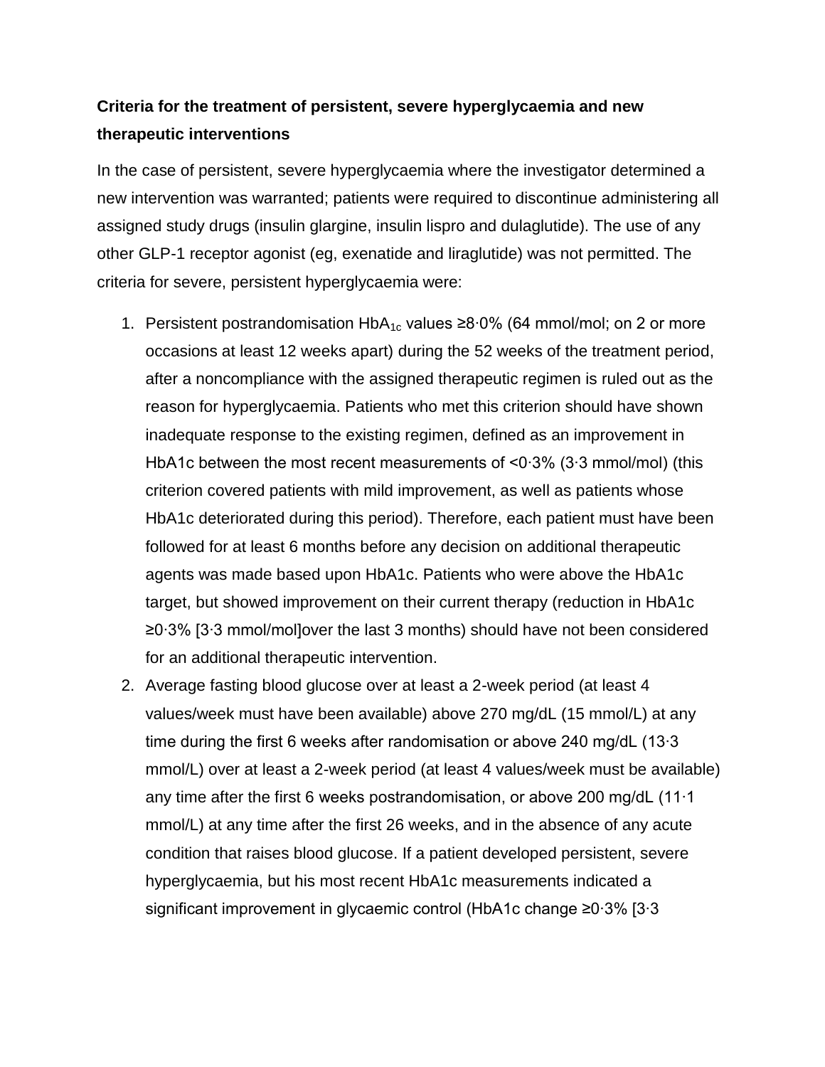**Criteria for the treatment of persistent, severe hyperglycaemia and new therapeutic interventions**

In the case of persistent, severe hyperglycaemia where the investigator determined a new intervention was warranted; patients were required to discontinue administering all assigned study drugs (insulin glargine, insulin lispro and dulaglutide). The use of any other GLP-1 receptor agonist (eg, exenatide and liraglutide) was not permitted. The criteria for severe, persistent hyperglycaemia were:

1. Persistent postrandomisation $HbA_{1c}$ values ≥8·0% (64 mmol/mol; on 2 or more occasions at least 12 weeks apart) during the 52 weeks of the treatment period, after a noncompliance with the assigned therapeutic regimen is ruled out as the reason for hyperglycaemia. Patients who met this criterion should have shown inadequate response to the existing regimen, defined as an improvement in HbA1c between the most recent measurements of <0·3% (3·3 mmol/mol) (this criterion covered patients with mild improvement, as well as patients whose HbA1c deteriorated during this period). Therefore, each patient must have been followed for at least 6 months before any decision on additional therapeutic agents was made based upon HbA1c. Patients who were above the HbA1c target, but showed improvement on their current therapy (reduction in HbA1c ≥0·3% [3·3 mmol/mol]over the last 3 months) should have not been considered for an additional therapeutic intervention.
2. Average fasting blood glucose over at least a 2-week period (at least 4 values/week must have been available) above 270 mg/dL (15 mmol/L) at any time during the first 6 weeks after randomisation or above 240 mg/dL (13·3 mmol/L) over at least a 2-week period (at least 4 values/week must be available) any time after the first 6 weeks postrandomisation, or above 200 mg/dL (11·1 mmol/L) at any time after the first 26 weeks, and in the absence of any acute condition that raises blood glucose. If a patient developed persistent, severe hyperglycaemia, but his most recent HbA1c measurements indicated a significant improvement in glycaemic control (HbA1c change ≥0·3% [3·3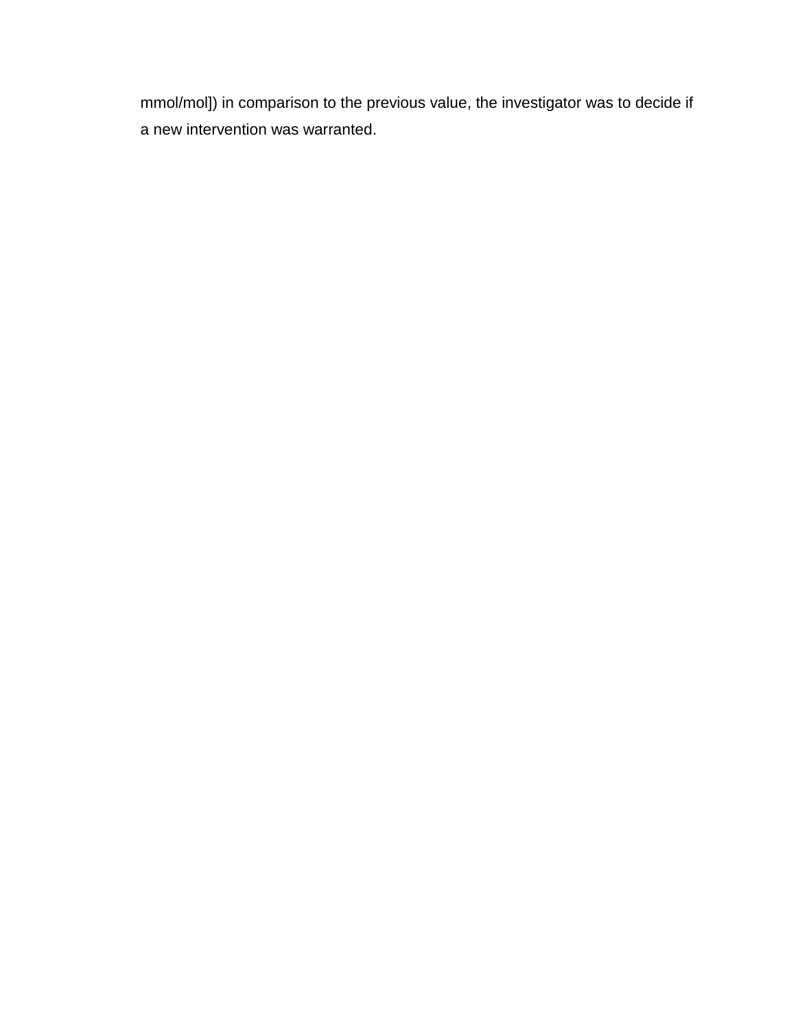mmol/mol]) in comparison to the previous value, the investigator was to decide if a new intervention was warranted.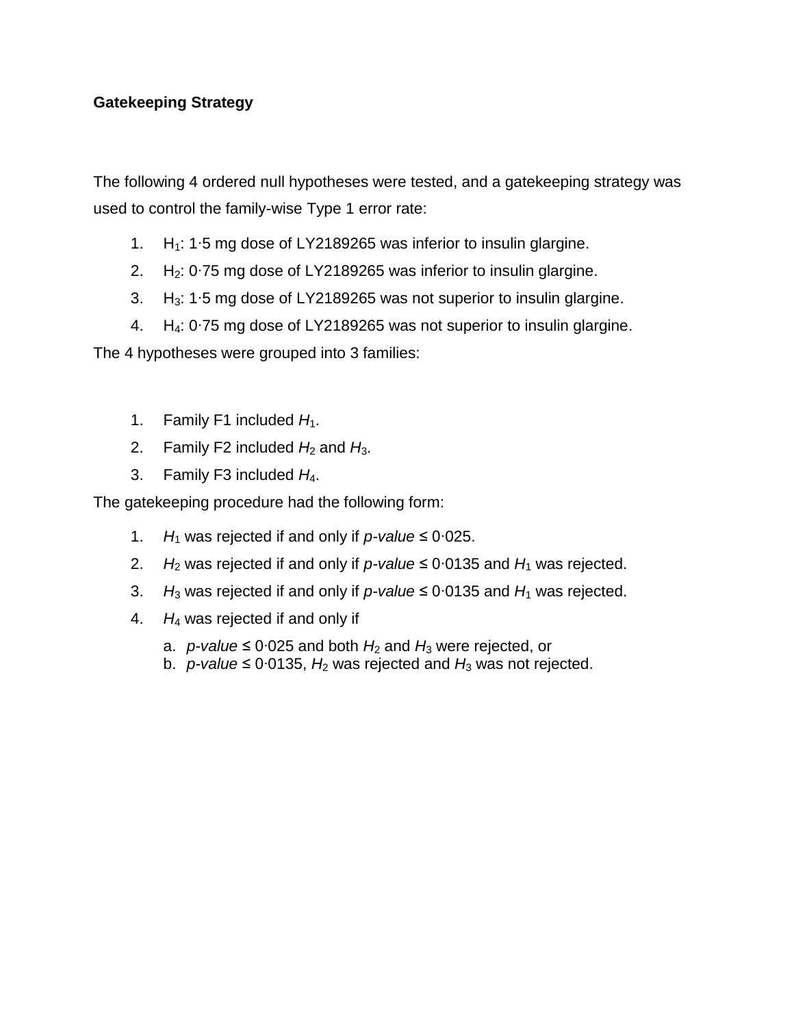**Gatekeeping Strategy**

The following 4 ordered null hypotheses were tested, and a gatekeeping strategy was used to control the family-wise Type 1 error rate:

1. $H_1$: 1·5 mg dose of LY2189265 was inferior to insulin glargine.
2. $H_2$: 0·75 mg dose of LY2189265 was inferior to insulin glargine.
3. $H_3$: 1·5 mg dose of LY2189265 was not superior to insulin glargine.
4. $H_4$: 0·75 mg dose of LY2189265 was not superior to insulin glargine.

The 4 hypotheses were grouped into 3 families:

1. Family F1 included $H_1$.
2. Family F2 included $H_2$ and $H_3$.
3. Family F3 included $H_4$.

The gatekeeping procedure had the following form:

1. $H_1$ was rejected if and only if *p-value* ≤ 0·025.
2. $H_2$ was rejected if and only if *p-value* ≤ 0·0135 and $H_1$ was rejected.
3. $H_3$ was rejected if and only if *p-value* ≤ 0·0135 and $H_1$ was rejected.
4. $H_4$ was rejected if and only if
   a. *p-value* ≤ 0·025 and both $H_2$ and $H_3$ were rejected, or
   b. *p-value* ≤ 0·0135, $H_2$ was rejected and $H_3$ was not rejected.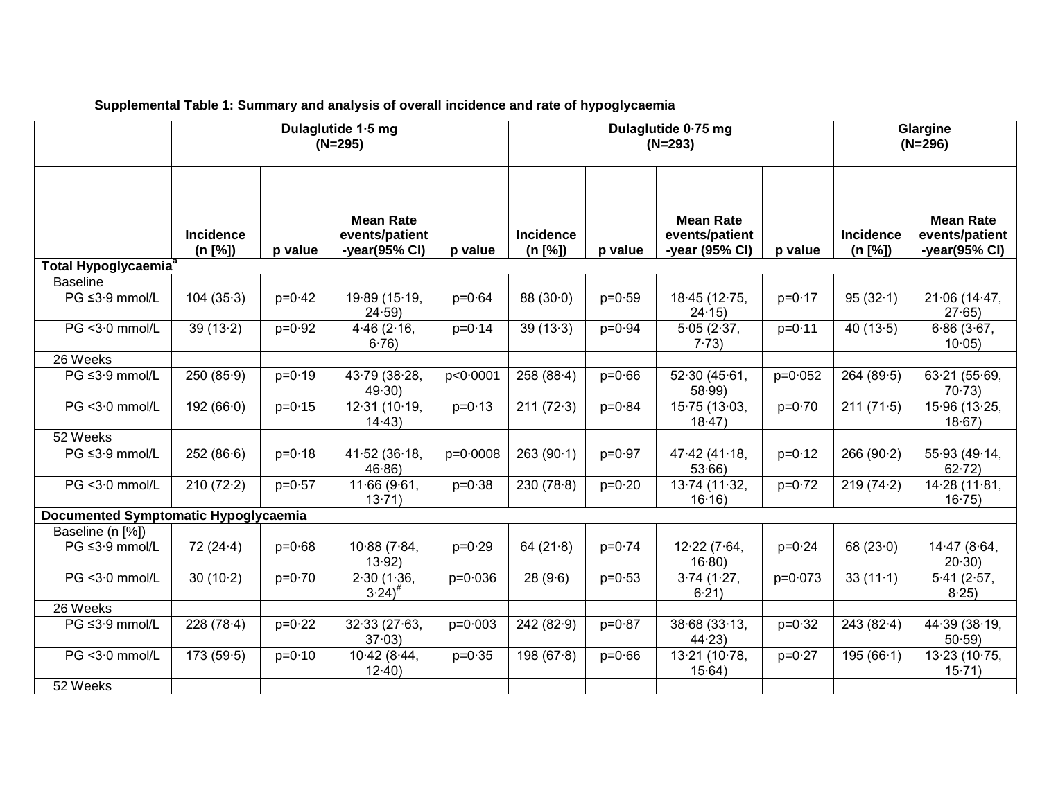**Supplemental Table 1: Summary and analysis of overall incidence and rate of hypoglycaemia**

| | Dulaglutide 1·5 mg (N=295) | | | | Dulaglutide 0·75 mg (N=293) | | | | Glargine (N=296) | |
|---|---|---|---|---|---|---|---|---|---|---|
| | Incidence (n [%]) | p value | Mean Rate events/patient -year(95% CI) | p value | Incidence (n [%]) | p value | Mean Rate events/patient -year (95% CI) | p value | Incidence (n [%]) | Mean Rate events/patient -year(95% CI) |
| **Total Hypoglycaemia**[a] | | | | | | | | | | |
| Baseline | | | | | | | | | | |
| PG ≤3·9 mmol/L | 104 (35·3) | p=0·42 | 19·89 (15·19, 24·59) | p=0·64 | 88 (30·0) | p=0·59 | 18·45 (12·75, 24·15) | p=0·17 | 95 (32·1) | 21·06 (14·47, 27·65) |
| PG <3·0 mmol/L | 39 (13·2) | p=0·92 | 4·46 (2·16, 6·76) | p=0·14 | 39 (13·3) | p=0·94 | 5·05 (2·37, 7·73) | p=0·11 | 40 (13·5) | 6·86 (3·67, 10·05) |
| 26 Weeks | | | | | | | | | | |
| PG ≤3·9 mmol/L | 250 (85·9) | p=0·19 | 43·79 (38·28, 49·30) | p<0·0001 | 258 (88·4) | p=0·66 | 52·30 (45·61, 58·99) | p=0·052 | 264 (89·5) | 63·21 (55·69, 70·73) |
| PG <3·0 mmol/L | 192 (66·0) | p=0·15 | 12·31 (10·19, 14·43) | p=0·13 | 211 (72·3) | p=0·84 | 15·75 (13·03, 18·47) | p=0·70 | 211 (71·5) | 15·96 (13·25, 18·67) |
| 52 Weeks | | | | | | | | | | |
| PG ≤3·9 mmol/L | 252 (86·6) | p=0·18 | 41·52 (36·18, 46·86) | p=0·0008 | 263 (90·1) | p=0·97 | 47·42 (41·18, 53·66) | p=0·12 | 266 (90·2) | 55·93 (49·14, 62·72) |
| PG <3·0 mmol/L | 210 (72·2) | p=0·57 | 11·66 (9·61, 13·71) | p=0·38 | 230 (78·8) | p=0·20 | 13·74 (11·32, 16·16) | p=0·72 | 219 (74·2) | 14·28 (11·81, 16·75) |
| **Documented Symptomatic Hypoglycaemia** | | | | | | | | | | |
| Baseline (n [%]) | | | | | | | | | | |
| PG ≤3·9 mmol/L | 72 (24·4) | p=0·68 | 10·88 (7·84, 13·92) | p=0·29 | 64 (21·8) | p=0·74 | 12·22 (7·64, 16·80) | p=0·24 | 68 (23·0) | 14·47 (8·64, 20·30) |
| PG <3·0 mmol/L | 30 (10·2) | p=0·70 | 2·30 (1·36, 3·24)[#] | p=0·036 | 28 (9·6) | p=0·53 | 3·74 (1·27, 6·21) | p=0·073 | 33 (11·1) | 5·41 (2·57, 8·25) |
| 26 Weeks | | | | | | | | | | |
| PG ≤3·9 mmol/L | 228 (78·4) | p=0·22 | 32·33 (27·63, 37·03) | p=0·003 | 242 (82·9) | p=0·87 | 38·68 (33·13, 44·23) | p=0·32 | 243 (82·4) | 44·39 (38·19, 50·59) |
| PG <3·0 mmol/L | 173 (59·5) | p=0·10 | 10·42 (8·44, 12·40) | p=0·35 | 198 (67·8) | p=0·66 | 13·21 (10·78, 15·64) | p=0·27 | 195 (66·1) | 13·23 (10·75, 15·71) |
| 52 Weeks | | | | | | | | | | |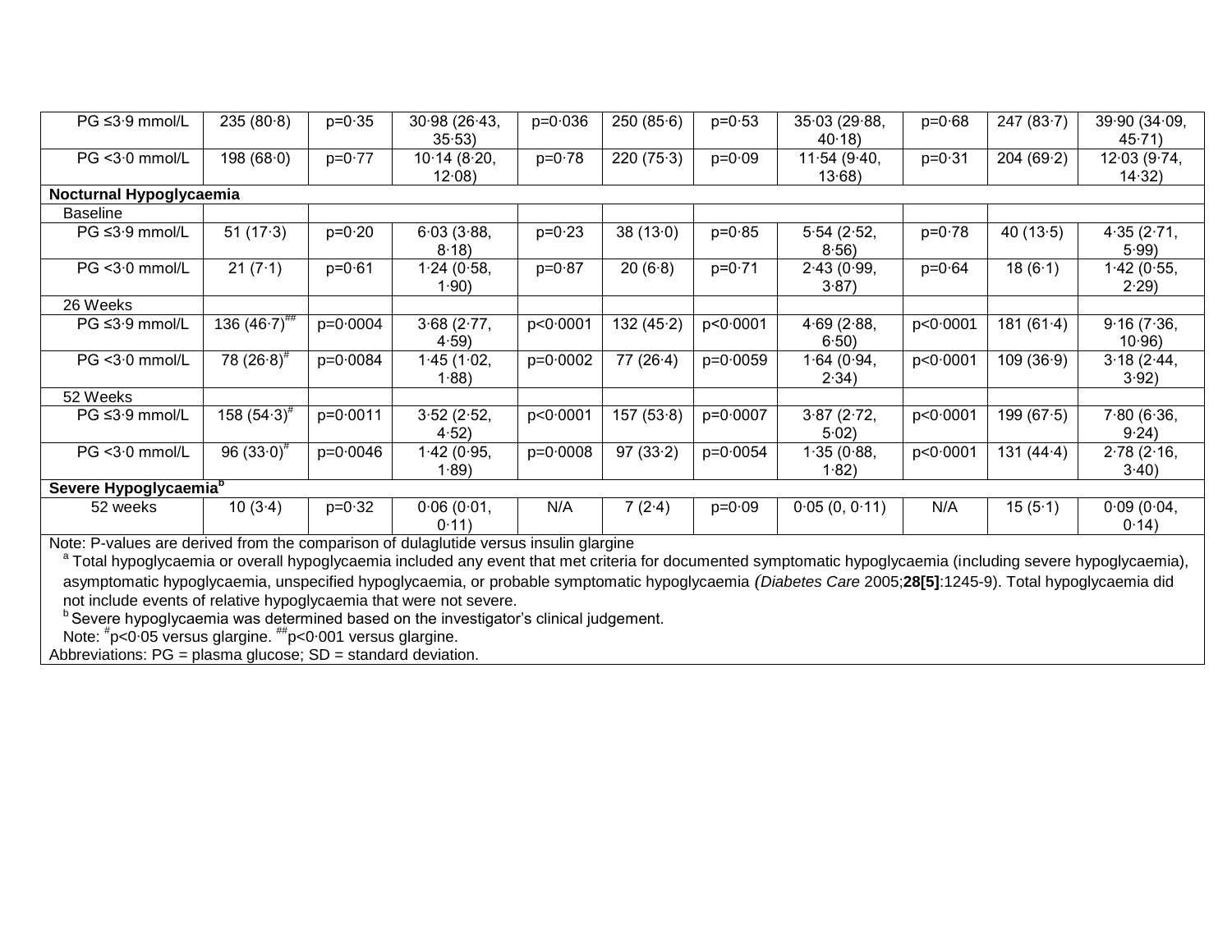| | | | | | | | | | | |
|---|---|---|---|---|---|---|---|---|---|---|
| PG ≤3·9 mmol/L | 235 (80·8) | p=0·35 | 30·98 (26·43, 35·53) | p=0·036 | 250 (85·6) | p=0·53 | 35·03 (29·88, 40·18) | p=0·68 | 247 (83·7) | 39·90 (34·09, 45·71) |
| PG <3·0 mmol/L | 198 (68·0) | p=0·77 | 10·14 (8·20, 12·08) | p=0·78 | 220 (75·3) | p=0·09 | 11·54 (9·40, 13·68) | p=0·31 | 204 (69·2) | 12·03 (9·74, 14·32) |
| **Nocturnal Hypoglycaemia** | | | | | | | | | | |
| Baseline | | | | | | | | | | |
| PG ≤3·9 mmol/L | 51 (17·3) | p=0·20 | 6·03 (3·88, 8·18) | p=0·23 | 38 (13·0) | p=0·85 | 5·54 (2·52, 8·56) | p=0·78 | 40 (13·5) | 4·35 (2·71, 5·99) |
| PG <3·0 mmol/L | 21 (7·1) | p=0·61 | 1·24 (0·58, 1·90) | p=0·87 | 20 (6·8) | p=0·71 | 2·43 (0·99, 3·87) | p=0·64 | 18 (6·1) | 1·42 (0·55, 2·29) |
| 26 Weeks | | | | | | | | | | |
| PG ≤3·9 mmol/L | 136 (46·7)[##] | p=0·0004 | 3·68 (2·77, 4·59) | p<0·0001 | 132 (45·2) | p<0·0001 | 4·69 (2·88, 6·50) | p<0·0001 | 181 (61·4) | 9·16 (7·36, 10·96) |
| PG <3·0 mmol/L | 78 (26·8)[#] | p=0·0084 | 1·45 (1·02, 1·88) | p=0·0002 | 77 (26·4) | p=0·0059 | 1·64 (0·94, 2·34) | p<0·0001 | 109 (36·9) | 3·18 (2·44, 3·92) |
| 52 Weeks | | | | | | | | | | |
| PG ≤3·9 mmol/L | 158 (54·3)[#] | p=0·0011 | 3·52 (2·52, 4·52) | p<0·0001 | 157 (53·8) | p=0·0007 | 3·87 (2·72, 5·02) | p<0·0001 | 199 (67·5) | 7·80 (6·36, 9·24) |
| PG <3·0 mmol/L | 96 (33·0)[#] | p=0·0046 | 1·42 (0·95, 1·89) | p=0·0008 | 97 (33·2) | p=0·0054 | 1·35 (0·88, 1·82) | p<0·0001 | 131 (44·4) | 2·78 (2·16, 3·40) |
| **Severe Hypoglycaemia[b]** | | | | | | | | | | |
| 52 weeks | 10 (3·4) | p=0·32 | 0·06 (0·01, 0·11) | N/A | 7 (2·4) | p=0·09 | 0·05 (0, 0·11) | N/A | 15 (5·1) | 0·09 (0·04, 0·14) |

Note: P-values are derived from the comparison of dulaglutide versus insulin glargine

[a] Total hypoglycaemia or overall hypoglycaemia included any event that met criteria for documented symptomatic hypoglycaemia (including severe hypoglycaemia), asymptomatic hypoglycaemia, unspecified hypoglycaemia, or probable symptomatic hypoglycaemia (*Diabetes Care* 2005;**28[5]**:1245-9). Total hypoglycaemia did not include events of relative hypoglycaemia that were not severe.

[b] Severe hypoglycaemia was determined based on the investigator's clinical judgement.

Note: [#]p<0·05 versus glargine. [##]p<0·001 versus glargine.

Abbreviations: PG = plasma glucose; SD = standard deviation.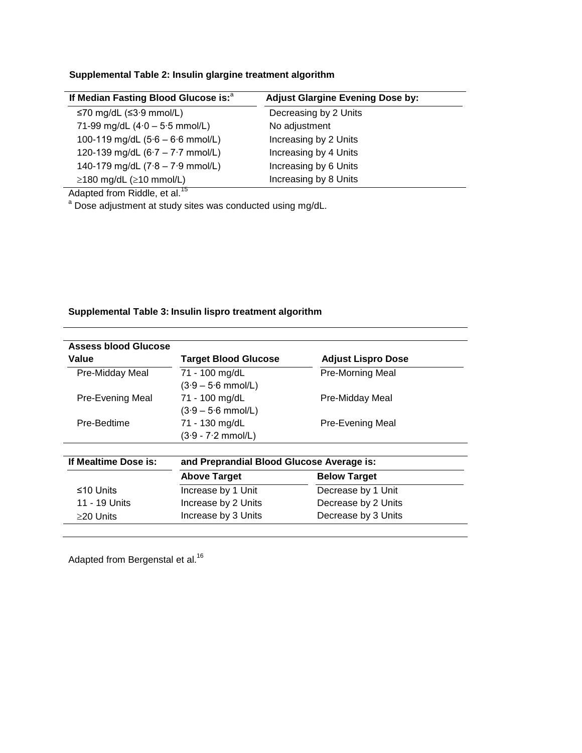**Supplemental Table 2: Insulin glargine treatment algorithm**

| If Median Fasting Blood Glucose is:[a] | Adjust Glargine Evening Dose by: |
|---|---|
| ≤70 mg/dL (≤3·9 mmol/L) | Decreasing by 2 Units |
| 71-99 mg/dL (4·0 – 5·5 mmol/L) | No adjustment |
| 100-119 mg/dL (5·6 – 6·6 mmol/L) | Increasing by 2 Units |
| 120-139 mg/dL (6·7 – 7·7 mmol/L) | Increasing by 4 Units |
| 140-179 mg/dL (7·8 – 7·9 mmol/L) | Increasing by 6 Units |
| ≥180 mg/dL (≥10 mmol/L) | Increasing by 8 Units |

Adapted from Riddle, et al.[15]

[a] Dose adjustment at study sites was conducted using mg/dL.

**Supplemental Table 3: Insulin lispro treatment algorithm**

| Assess blood Glucose Value | Target Blood Glucose | Adjust Lispro Dose |
|---|---|---|
| Pre-Midday Meal | 71 - 100 mg/dL (3·9 – 5·6 mmol/L) | Pre-Morning Meal |
| Pre-Evening Meal | 71 - 100 mg/dL (3·9 – 5·6 mmol/L) | Pre-Midday Meal |
| Pre-Bedtime | 71 - 130 mg/dL (3·9 - 7·2 mmol/L) | Pre-Evening Meal |

| If Mealtime Dose is: | and Preprandial Blood Glucose Average is: | |
|---|---|---|
| | Above Target | Below Target |
| ≤10 Units | Increase by 1 Unit | Decrease by 1 Unit |
| 11 - 19 Units | Increase by 2 Units | Decrease by 2 Units |
| ≥20 Units | Increase by 3 Units | Decrease by 3 Units |

Adapted from Bergenstal et al.[16]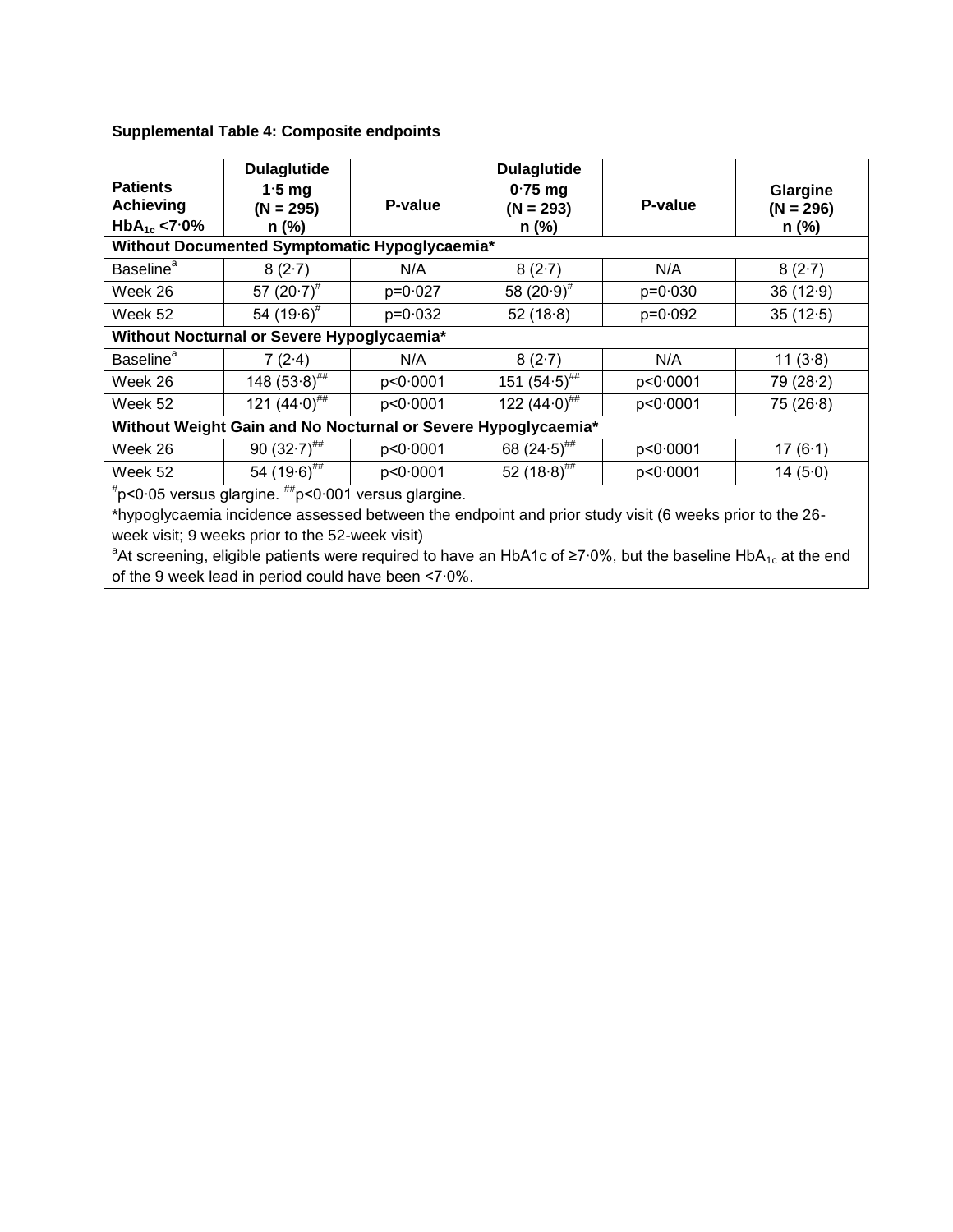**Supplemental Table 4: Composite endpoints**

| Patients Achieving $HbA_{1c}$ <7·0% | Dulaglutide 1·5 mg (N = 295) n (%) | P-value | Dulaglutide 0·75 mg (N = 293) n (%) | P-value | Glargine (N = 296) n (%) |
|---|---|---|---|---|---|
| **Without Documented Symptomatic Hypoglycaemia*** | | | | | |
| Baseline[a] | 8 (2·7) | N/A | 8 (2·7) | N/A | 8 (2·7) |
| Week 26 | 57 (20·7)[#] | p=0·027 | 58 (20·9)[#] | p=0·030 | 36 (12·9) |
| Week 52 | 54 (19·6)[#] | p=0·032 | 52 (18·8) | p=0·092 | 35 (12·5) |
| **Without Nocturnal or Severe Hypoglycaemia*** | | | | | |
| Baseline[a] | 7 (2·4) | N/A | 8 (2·7) | N/A | 11 (3·8) |
| Week 26 | 148 (53·8)[##] | p<0·0001 | 151 (54·5)[##] | p<0·0001 | 79 (28·2) |
| Week 52 | 121 (44·0)[##] | p<0·0001 | 122 (44·0)[##] | p<0·0001 | 75 (26·8) |
| **Without Weight Gain and No Nocturnal or Severe Hypoglycaemia*** | | | | | |
| Week 26 | 90 (32·7)[##] | p<0·0001 | 68 (24·5)[##] | p<0·0001 | 17 (6·1) |
| Week 52 | 54 (19·6)[##] | p<0·0001 | 52 (18·8)[##] | p<0·0001 | 14 (5·0) |

[#]p<0·05 versus glargine. [##]p<0·001 versus glargine.

*hypoglycaemia incidence assessed between the endpoint and prior study visit (6 weeks prior to the 26-week visit; 9 weeks prior to the 52-week visit)

[a]At screening, eligible patients were required to have an HbA1c of ≥7·0%, but the baseline $HbA_{1c}$ at the end of the 9 week lead in period could have been <7·0%.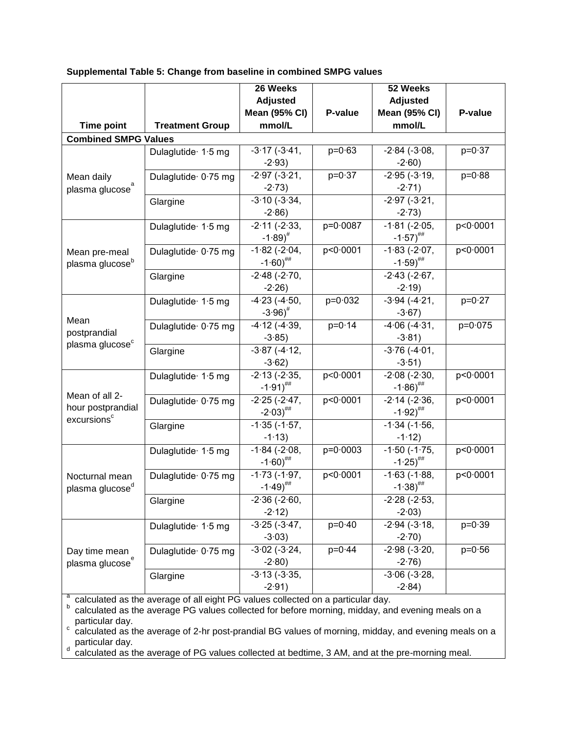**Supplemental Table 5: Change from baseline in combined SMPG values**

| Time point | Treatment Group | 26 Weeks Adjusted Mean (95% CI) mmol/L | P-value | 52 Weeks Adjusted Mean (95% CI) mmol/L | P-value |
|---|---|---|---|---|---|
| **Combined SMPG Values** | | | | | |
| Mean daily plasma glucose[a] | Dulaglutide· 1·5 mg | -3·17 (-3·41, -2·93) | p=0·63 | -2·84 (-3·08, -2·60) | p=0·37 |
| | Dulaglutide· 0·75 mg | -2·97 (-3·21, -2·73) | p=0·37 | -2·95 (-3·19, -2·71) | p=0·88 |
| | Glargine | -3·10 (-3·34, -2·86) | | -2·97 (-3·21, -2·73) | |
| Mean pre-meal plasma glucose[b] | Dulaglutide· 1·5 mg | -2·11 (-2·33, -1·89)[#] | p=0·0087 | -1·81 (-2·05, -1·57)[##] | p<0·0001 |
| | Dulaglutide· 0·75 mg | -1·82 (-2·04, -1·60)[##] | p<0·0001 | -1·83 (-2·07, -1·59)[##] | p<0·0001 |
| | Glargine | -2·48 (-2·70, -2·26) | | -2·43 (-2·67, -2·19) | |
| Mean postprandial plasma glucose[c] | Dulaglutide· 1·5 mg | -4·23 (-4·50, -3·96)[#] | p=0·032 | -3·94 (-4·21, -3·67) | p=0·27 |
| | Dulaglutide· 0·75 mg | -4·12 (-4·39, -3·85) | p=0·14 | -4·06 (-4·31, -3·81) | p=0·075 |
| | Glargine | -3·87 (-4·12, -3·62) | | -3·76 (-4·01, -3·51) | |
| Mean of all 2-hour postprandial excursions[c] | Dulaglutide· 1·5 mg | -2·13 (-2·35, -1·91)[##] | p<0·0001 | -2·08 (-2·30, -1·86)[##] | p<0·0001 |
| | Dulaglutide· 0·75 mg | -2·25 (-2·47, -2·03)[##] | p<0·0001 | -2·14 (-2·36, -1·92)[##] | p<0·0001 |
| | Glargine | -1·35 (-1·57, -1·13) | | -1·34 (-1·56, -1·12) | |
| Nocturnal mean plasma glucose[d] | Dulaglutide· 1·5 mg | -1·84 (-2·08, -1·60)[##] | p=0·0003 | -1·50 (-1·75, -1·25)[##] | p<0·0001 |
| | Dulaglutide· 0·75 mg | -1·73 (-1·97, -1·49)[##] | p<0·0001 | -1·63 (-1·88, -1·38)[##] | p<0·0001 |
| | Glargine | -2·36 (-2·60, -2·12) | | -2·28 (-2·53, -2·03) | |
| Day time mean plasma glucose[e] | Dulaglutide· 1·5 mg | -3·25 (-3·47, -3·03) | p=0·40 | -2·94 (-3·18, -2·70) | p=0·39 |
| | Dulaglutide· 0·75 mg | -3·02 (-3·24, -2·80) | p=0·44 | -2·98 (-3·20, -2·76) | p=0·56 |
| | Glargine | -3·13 (-3·35, -2·91) | | -3·06 (-3·28, -2·84) | |

[a] calculated as the average of all eight PG values collected on a particular day.
[b] calculated as the average PG values collected for before morning, midday, and evening meals on a particular day.
[c] calculated as the average of 2-hr post-prandial BG values of morning, midday, and evening meals on a particular day.
[d] calculated as the average of PG values collected at bedtime, 3 AM, and at the pre-morning meal.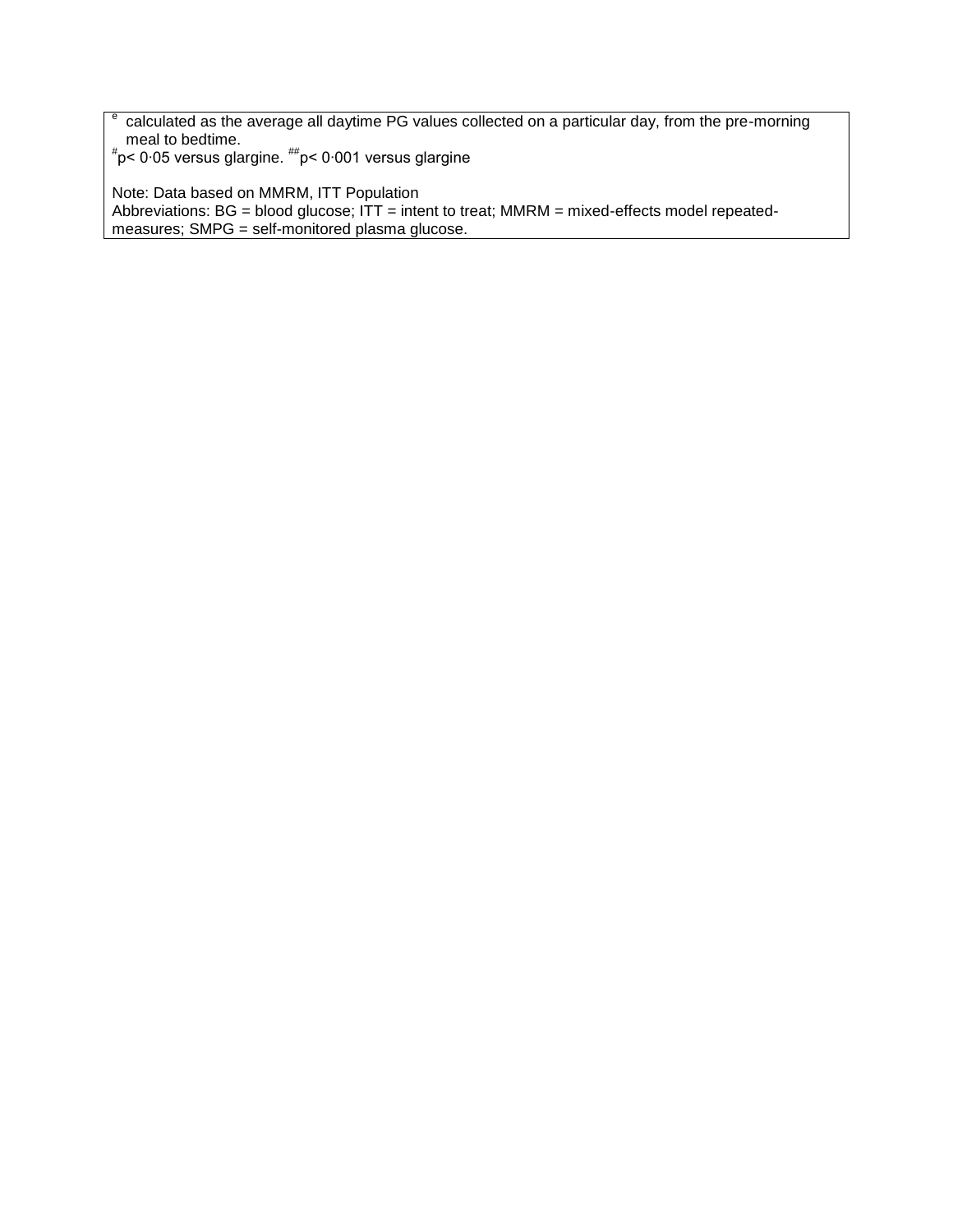[e] calculated as the average all daytime PG values collected on a particular day, from the pre-morning meal to bedtime.

[#]p< 0·05 versus glargine. [##]p< 0·001 versus glargine

Note: Data based on MMRM, ITT Population

Abbreviations: BG = blood glucose; ITT = intent to treat; MMRM = mixed-effects model repeated-measures; SMPG = self-monitored plasma glucose.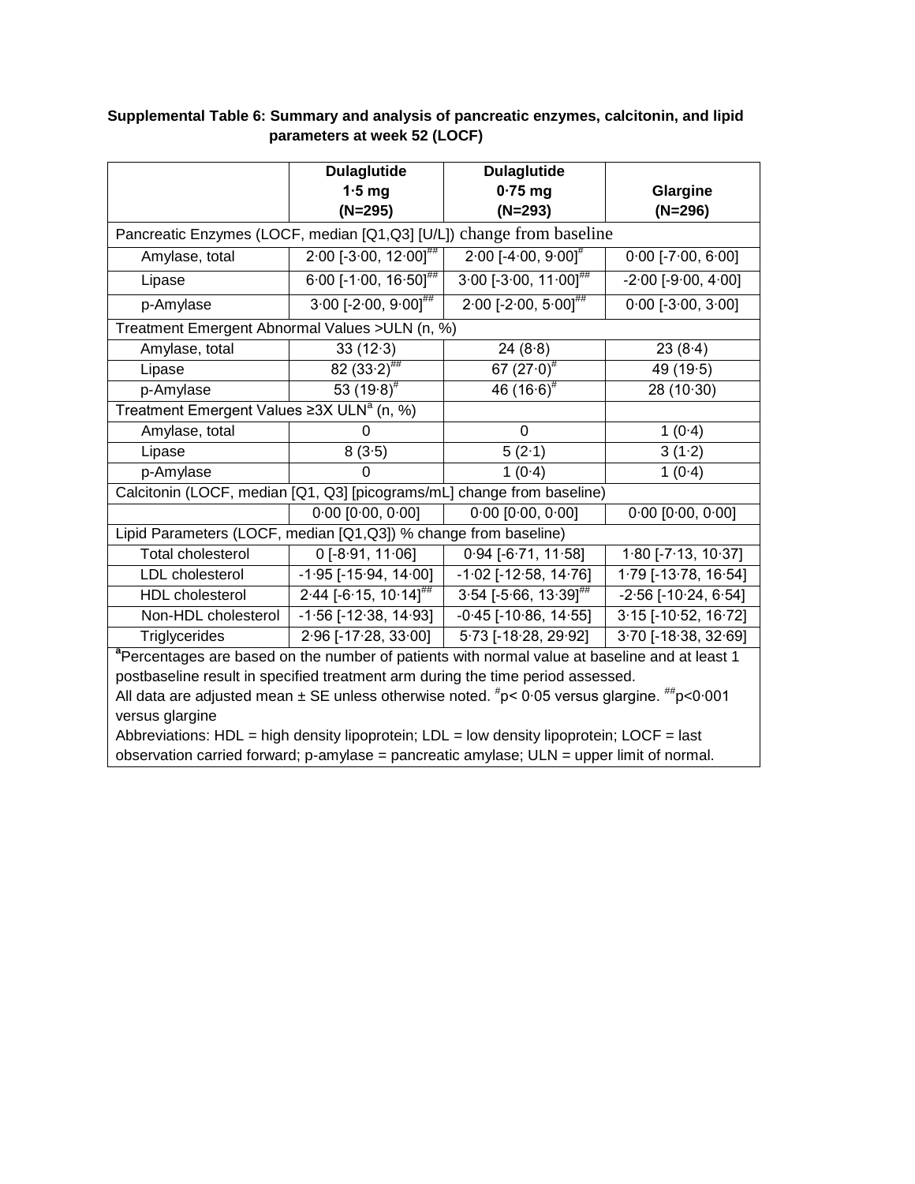**Supplemental Table 6: Summary and analysis of pancreatic enzymes, calcitonin, and lipid parameters at week 52 (LOCF)**

| | Dulaglutide 1·5 mg (N=295) | Dulaglutide 0·75 mg (N=293) | Glargine (N=296) |
|---|---|---|---|
| Pancreatic Enzymes (LOCF, median [Q1,Q3] [U/L]) change from baseline | | | |
| Amylase, total | 2·00 [-3·00, 12·00][##] | 2·00 [-4·00, 9·00][#] | 0·00 [-7·00, 6·00] |
| Lipase | 6·00 [-1·00, 16·50][##] | 3·00 [-3·00, 11·00][##] | -2·00 [-9·00, 4·00] |
| p-Amylase | 3·00 [-2·00, 9·00][##] | 2·00 [-2·00, 5·00][##] | 0·00 [-3·00, 3·00] |
| Treatment Emergent Abnormal Values >ULN (n, %) | | | |
| Amylase, total | 33 (12·3) | 24 (8·8) | 23 (8·4) |
| Lipase | 82 (33·2)[##] | 67 (27·0)[#] | 49 (19·5) |
| p-Amylase | 53 (19·8)[#] | 46 (16·6)[#] | 28 (10·30) |
| Treatment Emergent Values ≥3X ULN[a] (n, %) | | | |
| Amylase, total | 0 | 0 | 1 (0·4) |
| Lipase | 8 (3·5) | 5 (2·1) | 3 (1·2) |
| p-Amylase | 0 | 1 (0·4) | 1 (0·4) |
| Calcitonin (LOCF, median [Q1, Q3] [picograms/mL] change from baseline) | | | |
| | 0·00 [0·00, 0·00] | 0·00 [0·00, 0·00] | 0·00 [0·00, 0·00] |
| Lipid Parameters (LOCF, median [Q1,Q3]) % change from baseline) | | | |
| Total cholesterol | 0 [-8·91, 11·06] | 0·94 [-6·71, 11·58] | 1·80 [-7·13, 10·37] |
| LDL cholesterol | -1·95 [-15·94, 14·00] | -1·02 [-12·58, 14·76] | 1·79 [-13·78, 16·54] |
| HDL cholesterol | 2·44 [-6·15, 10·14][##] | 3·54 [-5·66, 13·39][##] | -2·56 [-10·24, 6·54] |
| Non-HDL cholesterol | -1·56 [-12·38, 14·93] | -0·45 [-10·86, 14·55] | 3·15 [-10·52, 16·72] |
| Triglycerides | 2·96 [-17·28, 33·00] | 5·73 [-18·28, 29·92] | 3·70 [-18·38, 32·69] |

[a]Percentages are based on the number of patients with normal value at baseline and at least 1 postbaseline result in specified treatment arm during the time period assessed.

All data are adjusted mean ± SE unless otherwise noted. [#]p< 0·05 versus glargine. [##]p<0·001 versus glargine

Abbreviations: HDL = high density lipoprotein; LDL = low density lipoprotein; LOCF = last observation carried forward; p-amylase = pancreatic amylase; ULN = upper limit of normal.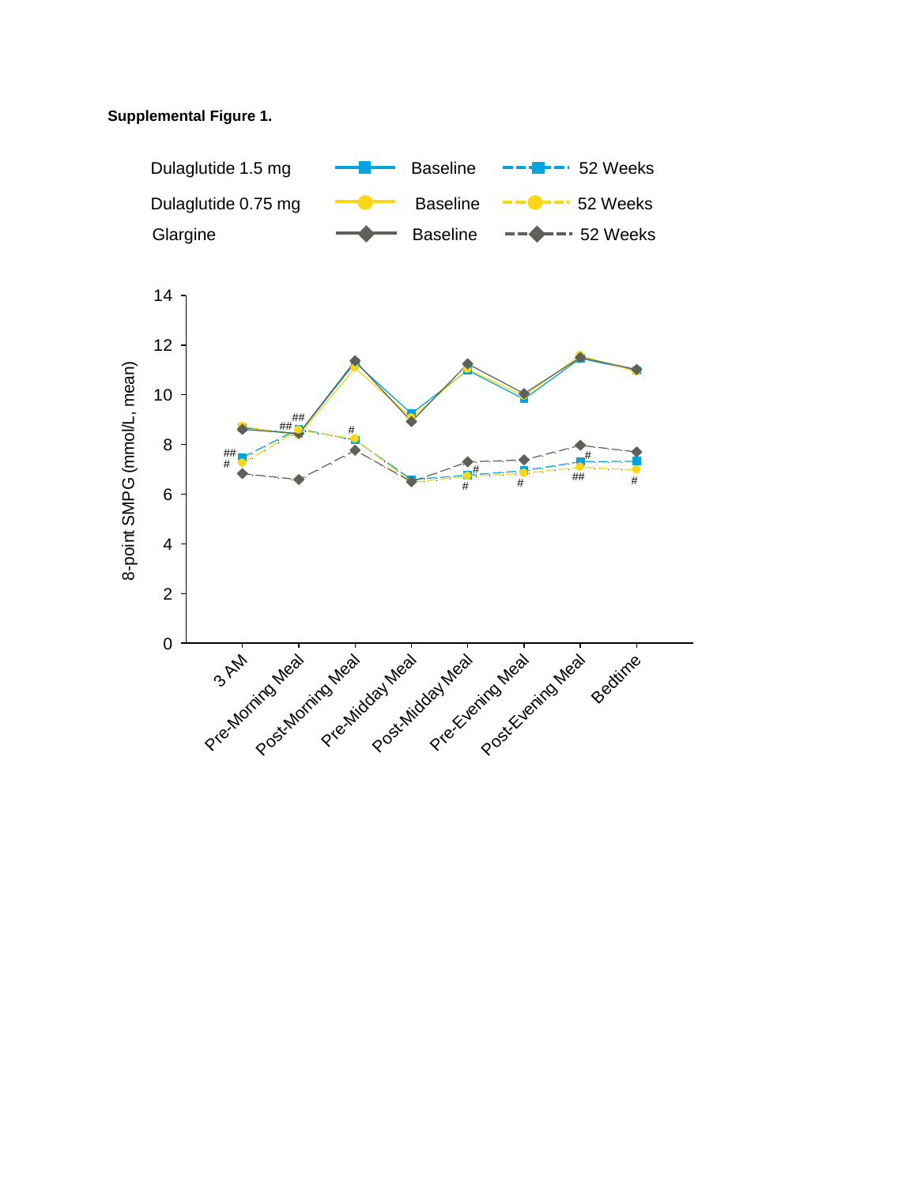**Supplemental Figure 1.**

Dulaglutide 1.5 mg — Baseline — 52 Weeks

Dulaglutide 0.75 mg — Baseline — 52 Weeks

Glargine — Baseline — 52 Weeks

8-point SMPG (mmol/L, mean)

0
2
4
6
8
10
12
14

3 AM
Pre-Morning Meal
Post-Morning Meal
Pre-Midday Meal
Post-Midday Meal
Pre-Evening Meal
Post-Evening Meal
Bedtime

##
#
##
##
#
#
#
#
#
##
#